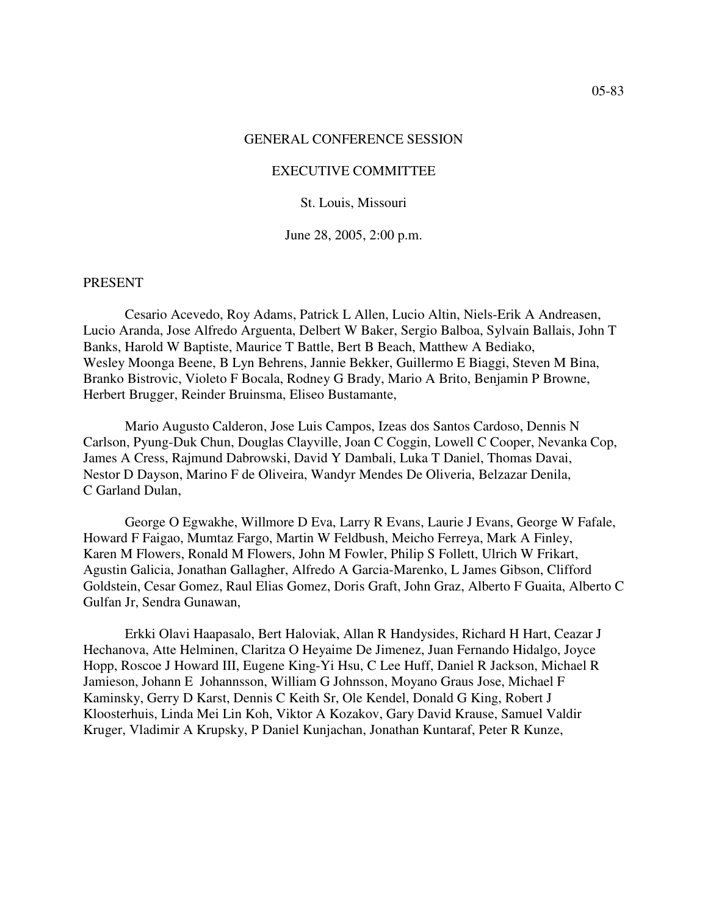05-83

GENERAL CONFERENCE SESSION

EXECUTIVE COMMITTEE

St. Louis, Missouri

June 28, 2005, 2:00 p.m.

PRESENT

Cesario Acevedo, Roy Adams, Patrick L Allen, Lucio Altin, Niels-Erik A Andreasen, Lucio Aranda, Jose Alfredo Arguenta, Delbert W Baker, Sergio Balboa, Sylvain Ballais, John T Banks, Harold W Baptiste, Maurice T Battle, Bert B Beach, Matthew A Bediako, Wesley Moonga Beene, B Lyn Behrens, Jannie Bekker, Guillermo E Biaggi, Steven M Bina, Branko Bistrovic, Violeto F Bocala, Rodney G Brady, Mario A Brito, Benjamin P Browne, Herbert Brugger, Reinder Bruinsma, Eliseo Bustamante,

Mario Augusto Calderon, Jose Luis Campos, Izeas dos Santos Cardoso, Dennis N Carlson, Pyung-Duk Chun, Douglas Clayville, Joan C Coggin, Lowell C Cooper, Nevanka Cop, James A Cress, Rajmund Dabrowski, David Y Dambali, Luka T Daniel, Thomas Davai, Nestor D Dayson, Marino F de Oliveira, Wandyr Mendes De Oliveria, Belzazar Denila, C Garland Dulan,

George O Egwakhe, Willmore D Eva, Larry R Evans, Laurie J Evans, George W Fafale, Howard F Faigao, Mumtaz Fargo, Martin W Feldbush, Meicho Ferreya, Mark A Finley, Karen M Flowers, Ronald M Flowers, John M Fowler, Philip S Follett, Ulrich W Frikart, Agustin Galicia, Jonathan Gallagher, Alfredo A Garcia-Marenko, L James Gibson, Clifford Goldstein, Cesar Gomez, Raul Elias Gomez, Doris Graft, John Graz, Alberto F Guaita, Alberto C Gulfan Jr, Sendra Gunawan,

Erkki Olavi Haapasalo, Bert Haloviak, Allan R Handysides, Richard H Hart, Ceazar J Hechanova, Atte Helminen, Claritza O Heyaime De Jimenez, Juan Fernando Hidalgo, Joyce Hopp, Roscoe J Howard III, Eugene King-Yi Hsu, C Lee Huff, Daniel R Jackson, Michael R Jamieson, Johann E Johannsson, William G Johnsson, Moyano Graus Jose, Michael F Kaminsky, Gerry D Karst, Dennis C Keith Sr, Ole Kendel, Donald G King, Robert J Kloosterhuis, Linda Mei Lin Koh, Viktor A Kozakov, Gary David Krause, Samuel Valdir Kruger, Vladimir A Krupsky, P Daniel Kunjachan, Jonathan Kuntaraf, Peter R Kunze,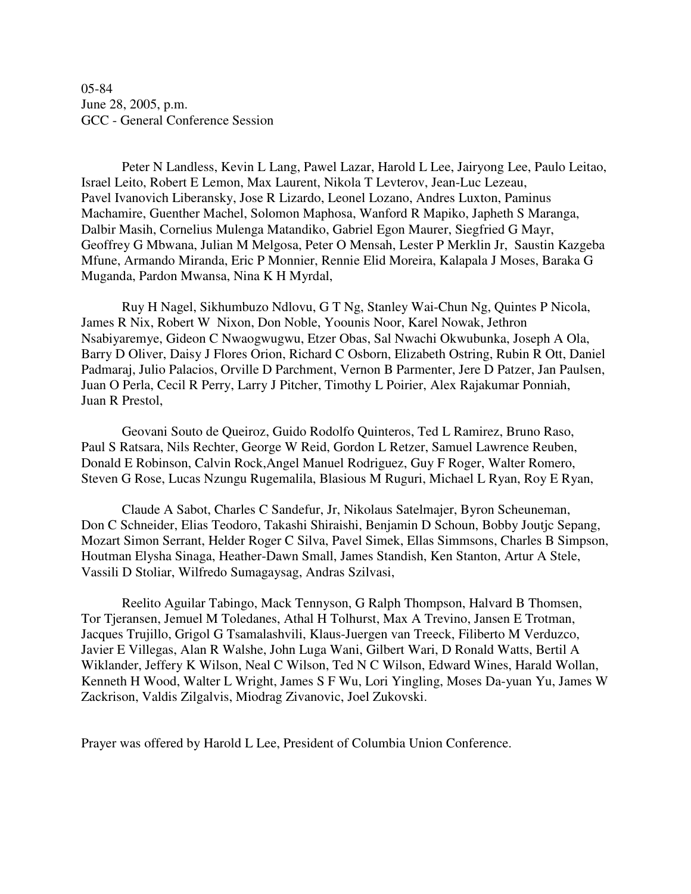05-84
June 28, 2005, p.m.
GCC - General Conference Session

Peter N Landless, Kevin L Lang, Pawel Lazar, Harold L Lee, Jairyong Lee, Paulo Leitao, Israel Leito, Robert E Lemon, Max Laurent, Nikola T Levterov, Jean-Luc Lezeau, Pavel Ivanovich Liberansky, Jose R Lizardo, Leonel Lozano, Andres Luxton, Paminus Machamire, Guenther Machel, Solomon Maphosa, Wanford R Mapiko, Japheth S Maranga, Dalbir Masih, Cornelius Mulenga Matandiko, Gabriel Egon Maurer, Siegfried G Mayr, Geoffrey G Mbwana, Julian M Melgosa, Peter O Mensah, Lester P Merklin Jr, Saustin Kazgeba Mfune, Armando Miranda, Eric P Monnier, Rennie Elid Moreira, Kalapala J Moses, Baraka G Muganda, Pardon Mwansa, Nina K H Myrdal,

Ruy H Nagel, Sikhumbuzo Ndlovu, G T Ng, Stanley Wai-Chun Ng, Quintes P Nicola, James R Nix, Robert W Nixon, Don Noble, Yoounis Noor, Karel Nowak, Jethron Nsabiyaremye, Gideon C Nwaogwugwu, Etzer Obas, Sal Nwachi Okwubunka, Joseph A Ola, Barry D Oliver, Daisy J Flores Orion, Richard C Osborn, Elizabeth Ostring, Rubin R Ott, Daniel Padmaraj, Julio Palacios, Orville D Parchment, Vernon B Parmenter, Jere D Patzer, Jan Paulsen, Juan O Perla, Cecil R Perry, Larry J Pitcher, Timothy L Poirier, Alex Rajakumar Ponniah, Juan R Prestol,

Geovani Souto de Queiroz, Guido Rodolfo Quinteros, Ted L Ramirez, Bruno Raso, Paul S Ratsara, Nils Rechter, George W Reid, Gordon L Retzer, Samuel Lawrence Reuben, Donald E Robinson, Calvin Rock,Angel Manuel Rodriguez, Guy F Roger, Walter Romero, Steven G Rose, Lucas Nzungu Rugemalila, Blasious M Ruguri, Michael L Ryan, Roy E Ryan,

Claude A Sabot, Charles C Sandefur, Jr, Nikolaus Satelmajer, Byron Scheuneman, Don C Schneider, Elias Teodoro, Takashi Shiraishi, Benjamin D Schoun, Bobby Joutjc Sepang, Mozart Simon Serrant, Helder Roger C Silva, Pavel Simek, Ellas Simmsons, Charles B Simpson, Houtman Elysha Sinaga, Heather-Dawn Small, James Standish, Ken Stanton, Artur A Stele, Vassili D Stoliar, Wilfredo Sumagaysag, Andras Szilvasi,

Reelito Aguilar Tabingo, Mack Tennyson, G Ralph Thompson, Halvard B Thomsen, Tor Tjeransen, Jemuel M Toledanes, Athal H Tolhurst, Max A Trevino, Jansen E Trotman, Jacques Trujillo, Grigol G Tsamalashvili, Klaus-Juergen van Treeck, Filiberto M Verduzco, Javier E Villegas, Alan R Walshe, John Luga Wani, Gilbert Wari, D Ronald Watts, Bertil A Wiklander, Jeffery K Wilson, Neal C Wilson, Ted N C Wilson, Edward Wines, Harald Wollan, Kenneth H Wood, Walter L Wright, James S F Wu, Lori Yingling, Moses Da-yuan Yu, James W Zackrison, Valdis Zilgalvis, Miodrag Zivanovic, Joel Zukovski.

Prayer was offered by Harold L Lee, President of Columbia Union Conference.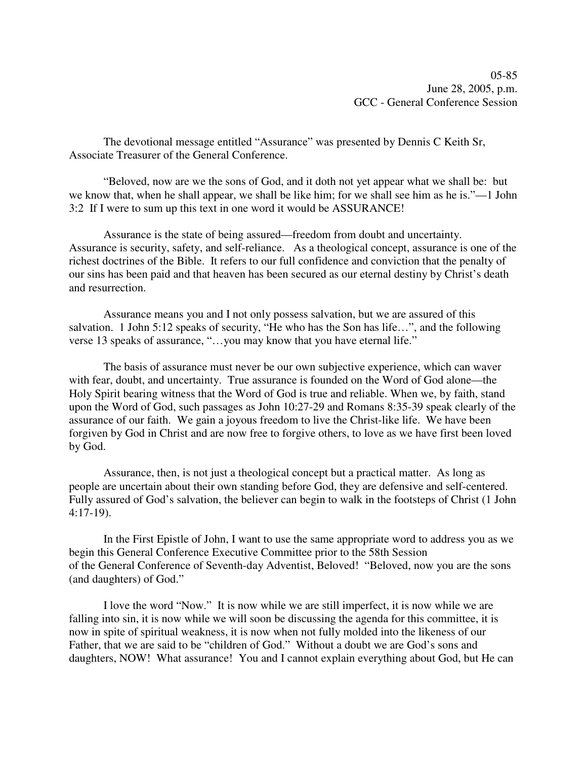05-85
June 28, 2005, p.m.
GCC - General Conference Session

The devotional message entitled "Assurance" was presented by Dennis C Keith Sr, Associate Treasurer of the General Conference.

"Beloved, now are we the sons of God, and it doth not yet appear what we shall be: but we know that, when he shall appear, we shall be like him; for we shall see him as he is."—1 John 3:2 If I were to sum up this text in one word it would be ASSURANCE!

Assurance is the state of being assured—freedom from doubt and uncertainty. Assurance is security, safety, and self-reliance. As a theological concept, assurance is one of the richest doctrines of the Bible. It refers to our full confidence and conviction that the penalty of our sins has been paid and that heaven has been secured as our eternal destiny by Christ's death and resurrection.

Assurance means you and I not only possess salvation, but we are assured of this salvation. 1 John 5:12 speaks of security, "He who has the Son has life…", and the following verse 13 speaks of assurance, "…you may know that you have eternal life."

The basis of assurance must never be our own subjective experience, which can waver with fear, doubt, and uncertainty. True assurance is founded on the Word of God alone—the Holy Spirit bearing witness that the Word of God is true and reliable. When we, by faith, stand upon the Word of God, such passages as John 10:27-29 and Romans 8:35-39 speak clearly of the assurance of our faith. We gain a joyous freedom to live the Christ-like life. We have been forgiven by God in Christ and are now free to forgive others, to love as we have first been loved by God.

Assurance, then, is not just a theological concept but a practical matter. As long as people are uncertain about their own standing before God, they are defensive and self-centered. Fully assured of God's salvation, the believer can begin to walk in the footsteps of Christ (1 John 4:17-19).

In the First Epistle of John, I want to use the same appropriate word to address you as we begin this General Conference Executive Committee prior to the 58th Session of the General Conference of Seventh-day Adventist, Beloved! "Beloved, now you are the sons (and daughters) of God."

I love the word "Now." It is now while we are still imperfect, it is now while we are falling into sin, it is now while we will soon be discussing the agenda for this committee, it is now in spite of spiritual weakness, it is now when not fully molded into the likeness of our Father, that we are said to be "children of God." Without a doubt we are God's sons and daughters, NOW! What assurance! You and I cannot explain everything about God, but He can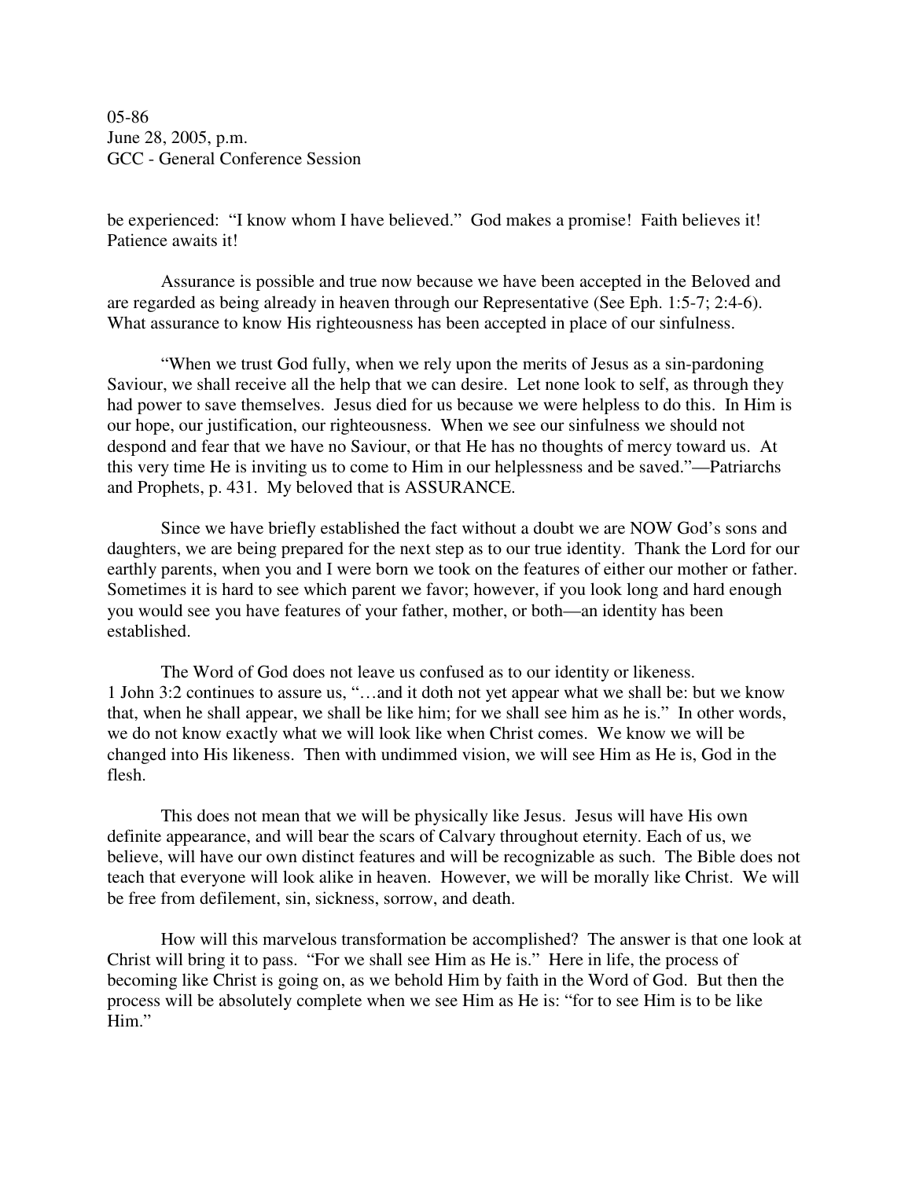be experienced: "I know whom I have believed." God makes a promise! Faith believes it! Patience awaits it!

Assurance is possible and true now because we have been accepted in the Beloved and are regarded as being already in heaven through our Representative (See Eph. 1:5-7; 2:4-6). What assurance to know His righteousness has been accepted in place of our sinfulness.

"When we trust God fully, when we rely upon the merits of Jesus as a sin-pardoning Saviour, we shall receive all the help that we can desire. Let none look to self, as through they had power to save themselves. Jesus died for us because we were helpless to do this. In Him is our hope, our justification, our righteousness. When we see our sinfulness we should not despond and fear that we have no Saviour, or that He has no thoughts of mercy toward us. At this very time He is inviting us to come to Him in our helplessness and be saved."—Patriarchs and Prophets, p. 431. My beloved that is ASSURANCE.

Since we have briefly established the fact without a doubt we are NOW God's sons and daughters, we are being prepared for the next step as to our true identity. Thank the Lord for our earthly parents, when you and I were born we took on the features of either our mother or father. Sometimes it is hard to see which parent we favor; however, if you look long and hard enough you would see you have features of your father, mother, or both—an identity has been established.

The Word of God does not leave us confused as to our identity or likeness. 1 John 3:2 continues to assure us, "…and it doth not yet appear what we shall be: but we know that, when he shall appear, we shall be like him; for we shall see him as he is." In other words, we do not know exactly what we will look like when Christ comes. We know we will be changed into His likeness. Then with undimmed vision, we will see Him as He is, God in the flesh.

This does not mean that we will be physically like Jesus. Jesus will have His own definite appearance, and will bear the scars of Calvary throughout eternity. Each of us, we believe, will have our own distinct features and will be recognizable as such. The Bible does not teach that everyone will look alike in heaven. However, we will be morally like Christ. We will be free from defilement, sin, sickness, sorrow, and death.

How will this marvelous transformation be accomplished? The answer is that one look at Christ will bring it to pass. "For we shall see Him as He is." Here in life, the process of becoming like Christ is going on, as we behold Him by faith in the Word of God. But then the process will be absolutely complete when we see Him as He is: "for to see Him is to be like Him."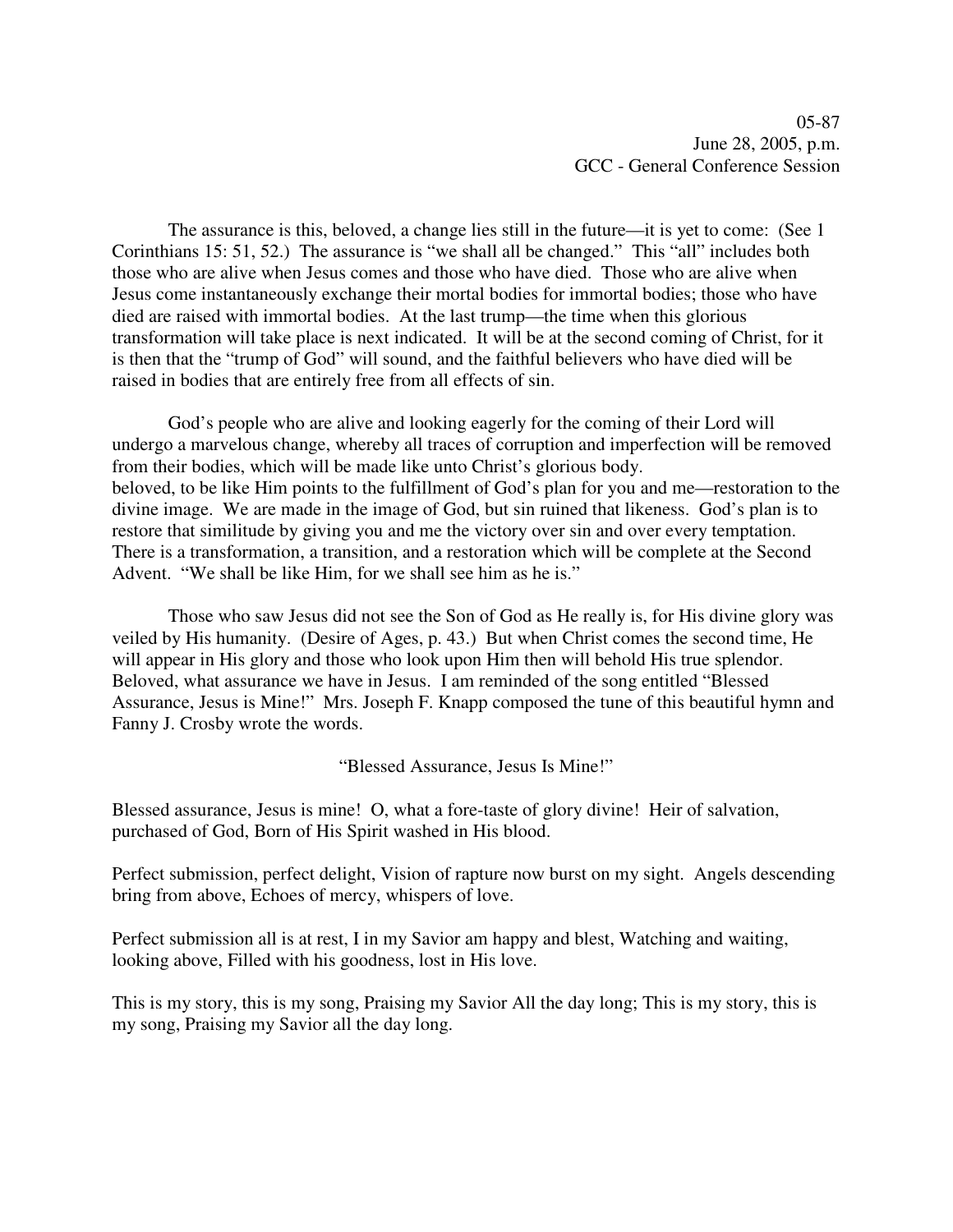05-87
June 28, 2005, p.m.
GCC - General Conference Session

The assurance is this, beloved, a change lies still in the future—it is yet to come: (See 1 Corinthians 15: 51, 52.) The assurance is "we shall all be changed." This "all" includes both those who are alive when Jesus comes and those who have died. Those who are alive when Jesus come instantaneously exchange their mortal bodies for immortal bodies; those who have died are raised with immortal bodies. At the last trump—the time when this glorious transformation will take place is next indicated. It will be at the second coming of Christ, for it is then that the "trump of God" will sound, and the faithful believers who have died will be raised in bodies that are entirely free from all effects of sin.

God's people who are alive and looking eagerly for the coming of their Lord will undergo a marvelous change, whereby all traces of corruption and imperfection will be removed from their bodies, which will be made like unto Christ's glorious body.
beloved, to be like Him points to the fulfillment of God's plan for you and me—restoration to the divine image. We are made in the image of God, but sin ruined that likeness. God's plan is to restore that similitude by giving you and me the victory over sin and over every temptation. There is a transformation, a transition, and a restoration which will be complete at the Second Advent. "We shall be like Him, for we shall see him as he is."

Those who saw Jesus did not see the Son of God as He really is, for His divine glory was veiled by His humanity. (Desire of Ages, p. 43.) But when Christ comes the second time, He will appear in His glory and those who look upon Him then will behold His true splendor. Beloved, what assurance we have in Jesus. I am reminded of the song entitled "Blessed Assurance, Jesus is Mine!" Mrs. Joseph F. Knapp composed the tune of this beautiful hymn and Fanny J. Crosby wrote the words.

"Blessed Assurance, Jesus Is Mine!"

Blessed assurance, Jesus is mine! O, what a fore-taste of glory divine! Heir of salvation, purchased of God, Born of His Spirit washed in His blood.

Perfect submission, perfect delight, Vision of rapture now burst on my sight. Angels descending bring from above, Echoes of mercy, whispers of love.

Perfect submission all is at rest, I in my Savior am happy and blest, Watching and waiting, looking above, Filled with his goodness, lost in His love.

This is my story, this is my song, Praising my Savior All the day long; This is my story, this is my song, Praising my Savior all the day long.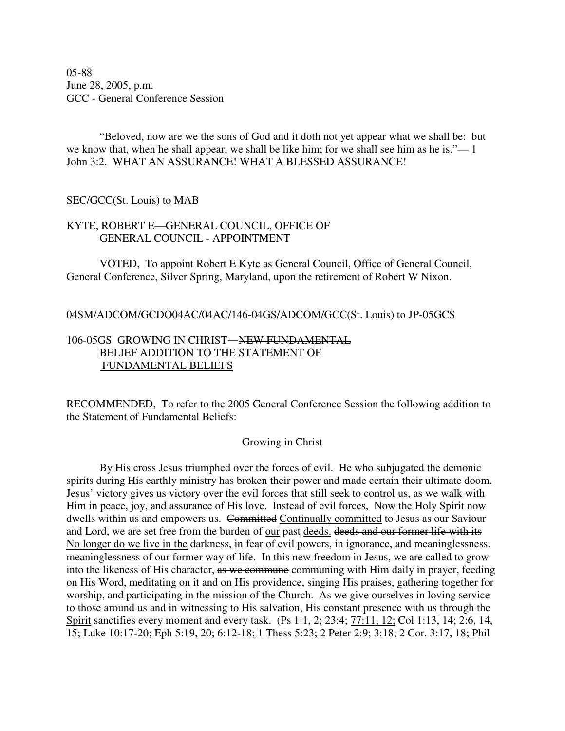05-88
June 28, 2005, p.m.
GCC - General Conference Session

"Beloved, now are we the sons of God and it doth not yet appear what we shall be: but we know that, when he shall appear, we shall be like him; for we shall see him as he is."— 1 John 3:2. WHAT AN ASSURANCE! WHAT A BLESSED ASSURANCE!

SEC/GCC(St. Louis) to MAB

KYTE, ROBERT E—GENERAL COUNCIL, OFFICE OF GENERAL COUNCIL - APPOINTMENT

VOTED, To appoint Robert E Kyte as General Council, Office of General Council, General Conference, Silver Spring, Maryland, upon the retirement of Robert W Nixon.

04SM/ADCOM/GCDO04AC/04AC/146-04GS/ADCOM/GCC(St. Louis) to JP-05GCS

106-05GS GROWING IN CHRIST—~~NEW FUNDAMENTAL BELIEF~~ <u>ADDITION TO THE STATEMENT OF FUNDAMENTAL BELIEFS</u>

RECOMMENDED, To refer to the 2005 General Conference Session the following addition to the Statement of Fundamental Beliefs:

Growing in Christ

By His cross Jesus triumphed over the forces of evil. He who subjugated the demonic spirits during His earthly ministry has broken their power and made certain their ultimate doom. Jesus' victory gives us victory over the evil forces that still seek to control us, as we walk with Him in peace, joy, and assurance of His love. ~~Instead of evil forces,~~ <u>Now</u> the Holy Spirit ~~now~~ dwells within us and empowers us. ~~Committed~~ <u>Continually committed</u> to Jesus as our Saviour and Lord, we are set free from the burden of <u>our</u> past <u>deeds.</u> ~~deeds and our former life with its~~ <u>No longer do we live in the</u> darkness, ~~in~~ fear of evil powers, ~~in~~ ignorance, and ~~meaninglessness.~~ <u>meaninglessness of our former way of life.</u> In this new freedom in Jesus, we are called to grow into the likeness of His character, ~~as we commune~~ <u>communing</u> with Him daily in prayer, feeding on His Word, meditating on it and on His providence, singing His praises, gathering together for worship, and participating in the mission of the Church. As we give ourselves in loving service to those around us and in witnessing to His salvation, His constant presence with us <u>through the Spirit</u> sanctifies every moment and every task. (Ps 1:1, 2; 23:4; <u>77:11, 12;</u> Col 1:13, 14; 2:6, 14, 15; <u>Luke 10:17-20; Eph 5:19, 20; 6:12-18;</u> 1 Thess 5:23; 2 Peter 2:9; 3:18; 2 Cor. 3:17, 18; Phil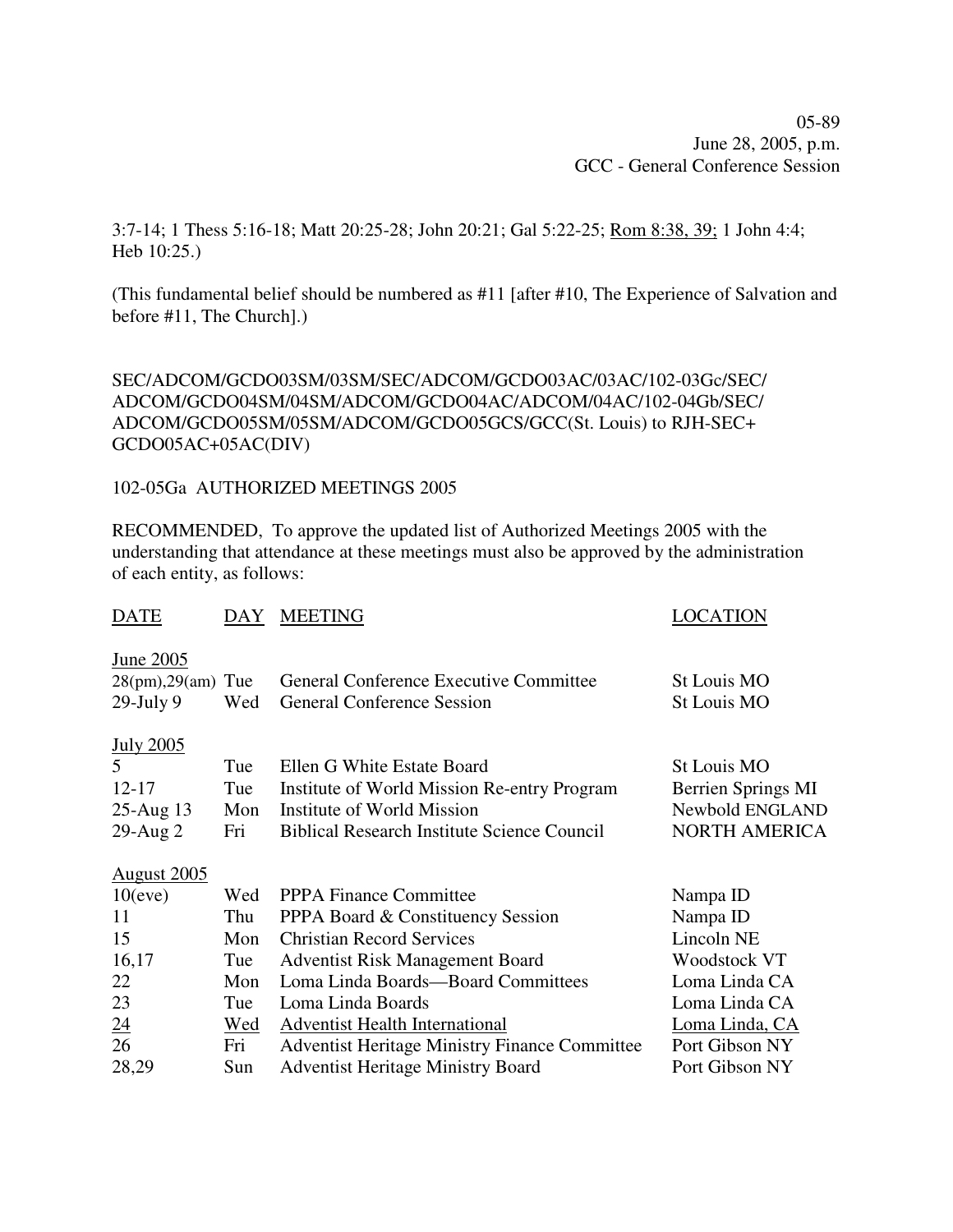05-89
June 28, 2005, p.m.
GCC - General Conference Session

3:7-14; 1 Thess 5:16-18; Matt 20:25-28; John 20:21; Gal 5:22-25; <u>Rom 8:38, 39;</u> 1 John 4:4; Heb 10:25.)

(This fundamental belief should be numbered as #11 [after #10, The Experience of Salvation and before #11, The Church].)

SEC/ADCOM/GCDO03SM/03SM/SEC/ADCOM/GCDO03AC/03AC/102-03Gc/SEC/ADCOM/GCDO04SM/04SM/ADCOM/GCDO04AC/ADCOM/04AC/102-04Gb/SEC/ADCOM/GCDO05SM/05SM/ADCOM/GCDO05GCS/GCC(St. Louis) to RJH-SEC+GCDO05AC+05AC(DIV)

102-05Ga AUTHORIZED MEETINGS 2005

RECOMMENDED, To approve the updated list of Authorized Meetings 2005 with the understanding that attendance at these meetings must also be approved by the administration of each entity, as follows:

| DATE | DAY | MEETING | LOCATION |
|---|---|---|---|
| June 2005 | | | |
| 28(pm),29(am) | Tue | General Conference Executive Committee | St Louis MO |
| 29-July 9 | Wed | General Conference Session | St Louis MO |
| July 2005 | | | |
| 5 | Tue | Ellen G White Estate Board | St Louis MO |
| 12-17 | Tue | Institute of World Mission Re-entry Program | Berrien Springs MI |
| 25-Aug 13 | Mon | Institute of World Mission | Newbold ENGLAND |
| 29-Aug 2 | Fri | Biblical Research Institute Science Council | NORTH AMERICA |
| August 2005 | | | |
| 10(eve) | Wed | PPPA Finance Committee | Nampa ID |
| 11 | Thu | PPPA Board & Constituency Session | Nampa ID |
| 15 | Mon | Christian Record Services | Lincoln NE |
| 16,17 | Tue | Adventist Risk Management Board | Woodstock VT |
| 22 | Mon | Loma Linda Boards—Board Committees | Loma Linda CA |
| 23 | Tue | Loma Linda Boards | Loma Linda CA |
| <u>24</u> | <u>Wed</u> | <u>Adventist Health International</u> | <u>Loma Linda, CA</u> |
| 26 | Fri | Adventist Heritage Ministry Finance Committee | Port Gibson NY |
| 28,29 | Sun | Adventist Heritage Ministry Board | Port Gibson NY |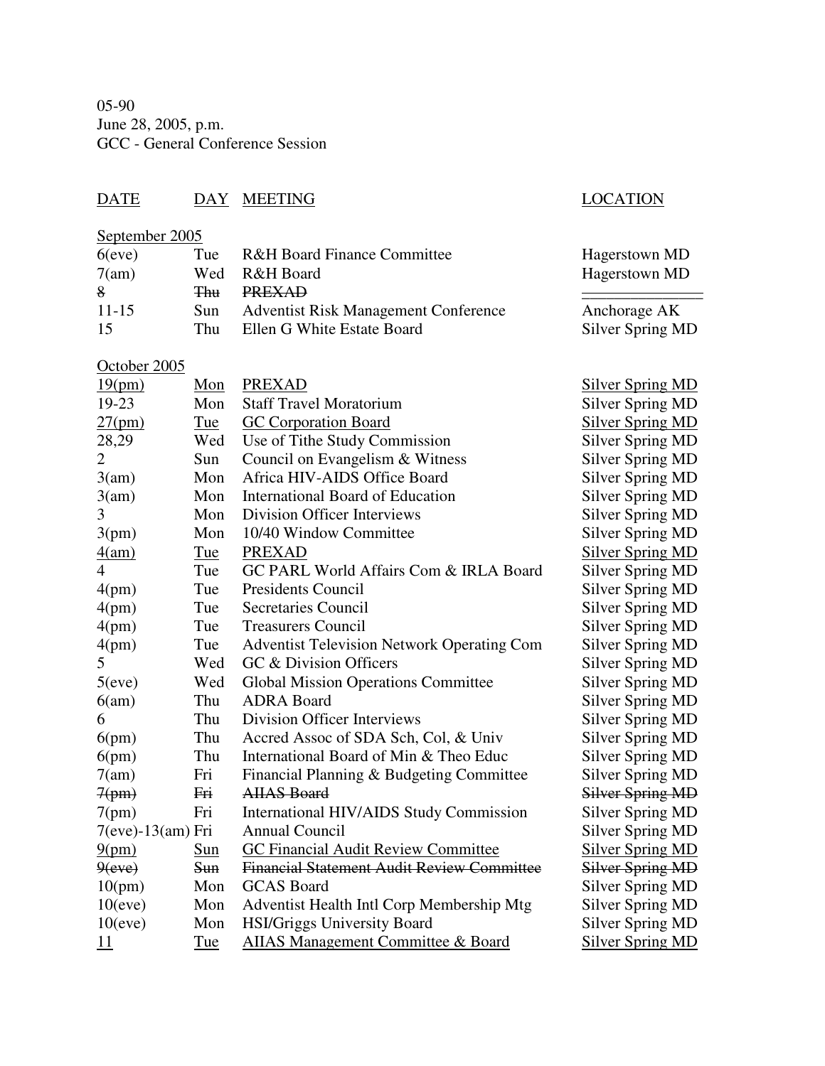05-90
June 28, 2005, p.m.
GCC - General Conference Session

| DATE | DAY | MEETING | LOCATION |
|---|---|---|---|
| **September 2005** | | | |
| 6(eve) | Tue | R&H Board Finance Committee | Hagerstown MD |
| 7(am) | Wed | R&H Board | Hagerstown MD |
| ~~8~~ | ~~Thu~~ | ~~PREXAD~~ | |
| 11-15 | Sun | Adventist Risk Management Conference | Anchorage AK |
| 15 | Thu | Ellen G White Estate Board | Silver Spring MD |
| **October 2005** | | | |
| 19(pm) | Mon | PREXAD | Silver Spring MD |
| 19-23 | Mon | Staff Travel Moratorium | Silver Spring MD |
| 27(pm) | Tue | GC Corporation Board | Silver Spring MD |
| 28,29 | Wed | Use of Tithe Study Commission | Silver Spring MD |
| 2 | Sun | Council on Evangelism & Witness | Silver Spring MD |
| 3(am) | Mon | Africa HIV-AIDS Office Board | Silver Spring MD |
| 3(am) | Mon | International Board of Education | Silver Spring MD |
| 3 | Mon | Division Officer Interviews | Silver Spring MD |
| 3(pm) | Mon | 10/40 Window Committee | Silver Spring MD |
| 4(am) | Tue | PREXAD | Silver Spring MD |
| 4 | Tue | GC PARL World Affairs Com & IRLA Board | Silver Spring MD |
| 4(pm) | Tue | Presidents Council | Silver Spring MD |
| 4(pm) | Tue | Secretaries Council | Silver Spring MD |
| 4(pm) | Tue | Treasurers Council | Silver Spring MD |
| 4(pm) | Tue | Adventist Television Network Operating Com | Silver Spring MD |
| 5 | Wed | GC & Division Officers | Silver Spring MD |
| 5(eve) | Wed | Global Mission Operations Committee | Silver Spring MD |
| 6(am) | Thu | ADRA Board | Silver Spring MD |
| 6 | Thu | Division Officer Interviews | Silver Spring MD |
| 6(pm) | Thu | Accred Assoc of SDA Sch, Col, & Univ | Silver Spring MD |
| 6(pm) | Thu | International Board of Min & Theo Educ | Silver Spring MD |
| 7(am) | Fri | Financial Planning & Budgeting Committee | Silver Spring MD |
| ~~7(pm)~~ | ~~Fri~~ | ~~AIIAS Board~~ | ~~Silver Spring MD~~ |
| 7(pm) | Fri | International HIV/AIDS Study Commission | Silver Spring MD |
| 7(eve)-13(am) | Fri | Annual Council | Silver Spring MD |
| 9(pm) | Sun | GC Financial Audit Review Committee | Silver Spring MD |
| ~~9(eve)~~ | ~~Sun~~ | ~~Financial Statement Audit Review Committee~~ | ~~Silver Spring MD~~ |
| 10(pm) | Mon | GCAS Board | Silver Spring MD |
| 10(eve) | Mon | Adventist Health Intl Corp Membership Mtg | Silver Spring MD |
| 10(eve) | Mon | HSI/Griggs University Board | Silver Spring MD |
| 11 | Tue | AIIAS Management Committee & Board | Silver Spring MD |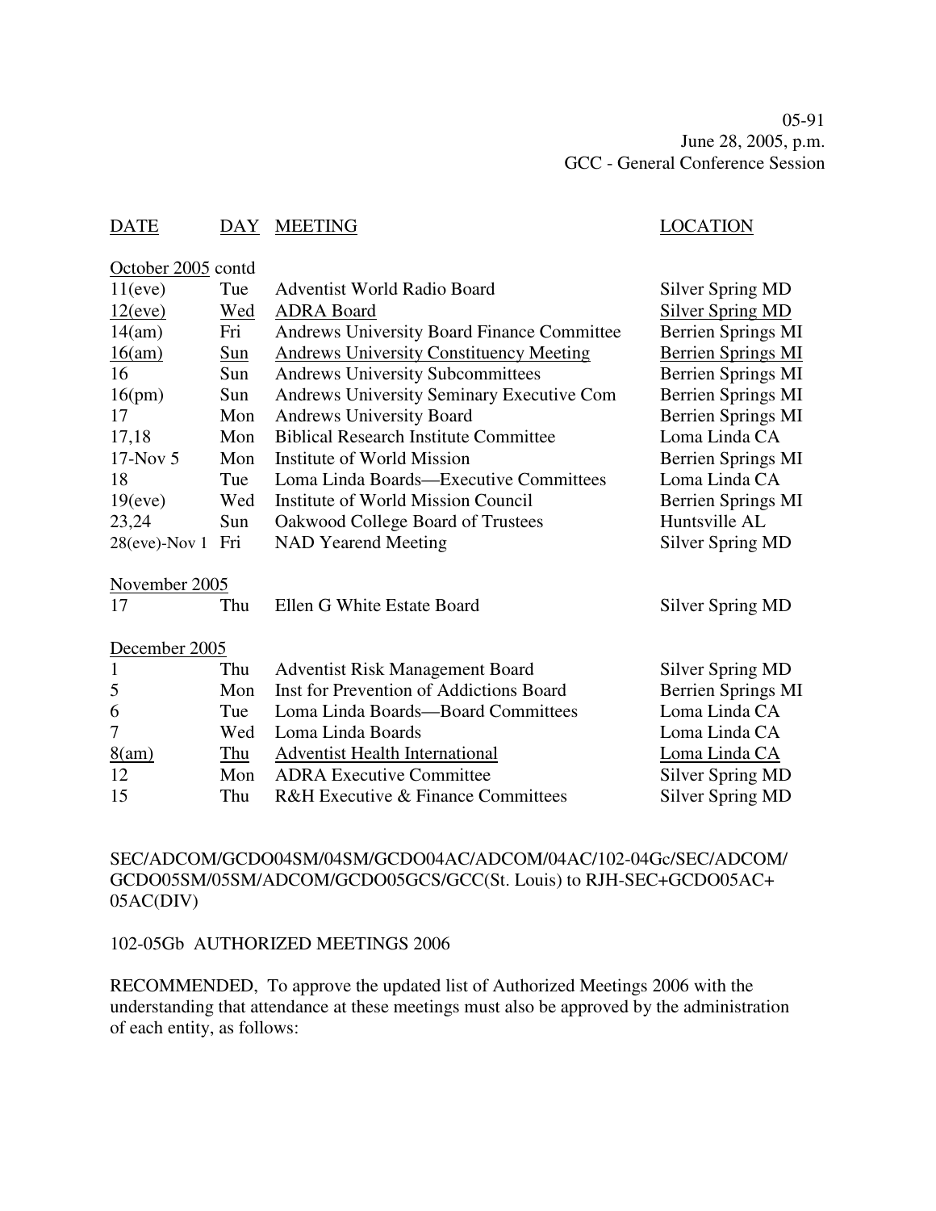05-91
June 28, 2005, p.m.
GCC - General Conference Session

| DATE | DAY | MEETING | LOCATION |
|---|---|---|---|
| October 2005 contd | | | |
| 11(eve) | Tue | Adventist World Radio Board | Silver Spring MD |
| 12(eve) | Wed | ADRA Board | Silver Spring MD |
| 14(am) | Fri | Andrews University Board Finance Committee | Berrien Springs MI |
| 16(am) | Sun | Andrews University Constituency Meeting | Berrien Springs MI |
| 16 | Sun | Andrews University Subcommittees | Berrien Springs MI |
| 16(pm) | Sun | Andrews University Seminary Executive Com | Berrien Springs MI |
| 17 | Mon | Andrews University Board | Berrien Springs MI |
| 17,18 | Mon | Biblical Research Institute Committee | Loma Linda CA |
| 17-Nov 5 | Mon | Institute of World Mission | Berrien Springs MI |
| 18 | Tue | Loma Linda Boards—Executive Committees | Loma Linda CA |
| 19(eve) | Wed | Institute of World Mission Council | Berrien Springs MI |
| 23,24 | Sun | Oakwood College Board of Trustees | Huntsville AL |
| 28(eve)-Nov 1 | Fri | NAD Yearend Meeting | Silver Spring MD |
| November 2005 | | | |
| 17 | Thu | Ellen G White Estate Board | Silver Spring MD |
| December 2005 | | | |
| 1 | Thu | Adventist Risk Management Board | Silver Spring MD |
| 5 | Mon | Inst for Prevention of Addictions Board | Berrien Springs MI |
| 6 | Tue | Loma Linda Boards—Board Committees | Loma Linda CA |
| 7 | Wed | Loma Linda Boards | Loma Linda CA |
| 8(am) | Thu | Adventist Health International | Loma Linda CA |
| 12 | Mon | ADRA Executive Committee | Silver Spring MD |
| 15 | Thu | R&H Executive & Finance Committees | Silver Spring MD |

SEC/ADCOM/GCDO04SM/04SM/GCDO04AC/ADCOM/04AC/102-04Gc/SEC/ADCOM/GCDO05SM/05SM/ADCOM/GCDO05GCS/GCC(St. Louis) to RJH-SEC+GCDO05AC+05AC(DIV)

102-05Gb AUTHORIZED MEETINGS 2006

RECOMMENDED, To approve the updated list of Authorized Meetings 2006 with the understanding that attendance at these meetings must also be approved by the administration of each entity, as follows: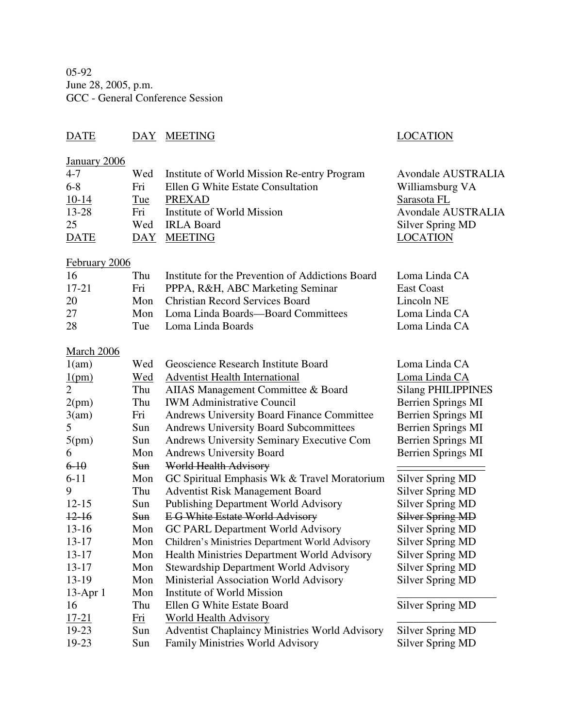05-92
June 28, 2005, p.m.
GCC - General Conference Session

| DATE | DAY | MEETING | LOCATION |
|---|---|---|---|
| January 2006 | | | |
| 4-7 | Wed | Institute of World Mission Re-entry Program | Avondale AUSTRALIA |
| 6-8 | Fri | Ellen G White Estate Consultation | Williamsburg VA |
| 10-14 | Tue | PREXAD | Sarasota FL |
| 13-28 | Fri | Institute of World Mission | Avondale AUSTRALIA |
| 25 | Wed | IRLA Board | Silver Spring MD |

| DATE | DAY | MEETING | LOCATION |
|---|---|---|---|
| February 2006 | | | |
| 16 | Thu | Institute for the Prevention of Addictions Board | Loma Linda CA |
| 17-21 | Fri | PPPA, R&H, ABC Marketing Seminar | East Coast |
| 20 | Mon | Christian Record Services Board | Lincoln NE |
| 27 | Mon | Loma Linda Boards—Board Committees | Loma Linda CA |
| 28 | Tue | Loma Linda Boards | Loma Linda CA |
| March 2006 | | | |
| 1(am) | Wed | Geoscience Research Institute Board | Loma Linda CA |
| 1(pm) | Wed | Adventist Health International | Loma Linda CA |
| 2 | Thu | AIIAS Management Committee & Board | Silang PHILIPPINES |
| 2(pm) | Thu | IWM Administrative Council | Berrien Springs MI |
| 3(am) | Fri | Andrews University Board Finance Committee | Berrien Springs MI |
| 5 | Sun | Andrews University Board Subcommittees | Berrien Springs MI |
| 5(pm) | Sun | Andrews University Seminary Executive Com | Berrien Springs MI |
| 6 | Mon | Andrews University Board | Berrien Springs MI |
| ~~6-10~~ | ~~Sun~~ | ~~World Health Advisory~~ | |
| 6-11 | Mon | GC Spiritual Emphasis Wk & Travel Moratorium | Silver Spring MD |
| 9 | Thu | Adventist Risk Management Board | Silver Spring MD |
| 12-15 | Sun | Publishing Department World Advisory | Silver Spring MD |
| ~~12-16~~ | ~~Sun~~ | ~~E G White Estate World Advisory~~ | ~~Silver Spring MD~~ |
| 13-16 | Mon | GC PARL Department World Advisory | Silver Spring MD |
| 13-17 | Mon | Children's Ministries Department World Advisory | Silver Spring MD |
| 13-17 | Mon | Health Ministries Department World Advisory | Silver Spring MD |
| 13-17 | Mon | Stewardship Department World Advisory | Silver Spring MD |
| 13-19 | Mon | Ministerial Association World Advisory | Silver Spring MD |
| 13-Apr 1 | Mon | Institute of World Mission | __________________ |
| 16 | Thu | Ellen G White Estate Board | Silver Spring MD |
| 17-21 | Fri | World Health Advisory | __________________ |
| 19-23 | Sun | Adventist Chaplaincy Ministries World Advisory | Silver Spring MD |
| 19-23 | Sun | Family Ministries World Advisory | Silver Spring MD |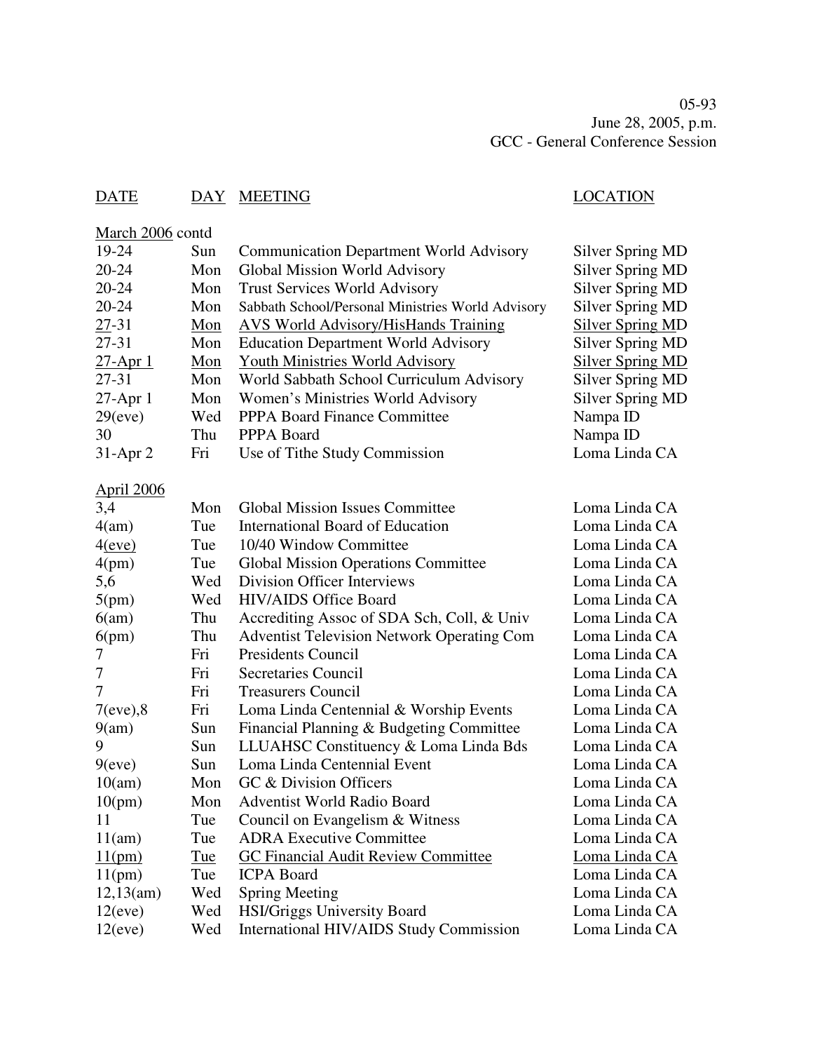05-93
June 28, 2005, p.m.
GCC - General Conference Session

| DATE | DAY | MEETING | LOCATION |
|---|---|---|---|
| March 2006 contd | | | |
| 19-24 | Sun | Communication Department World Advisory | Silver Spring MD |
| 20-24 | Mon | Global Mission World Advisory | Silver Spring MD |
| 20-24 | Mon | Trust Services World Advisory | Silver Spring MD |
| 20-24 | Mon | Sabbath School/Personal Ministries World Advisory | Silver Spring MD |
| 27-31 | Mon | AVS World Advisory/HisHands Training | Silver Spring MD |
| 27-31 | Mon | Education Department World Advisory | Silver Spring MD |
| 27-Apr 1 | Mon | Youth Ministries World Advisory | Silver Spring MD |
| 27-31 | Mon | World Sabbath School Curriculum Advisory | Silver Spring MD |
| 27-Apr 1 | Mon | Women's Ministries World Advisory | Silver Spring MD |
| 29(eve) | Wed | PPPA Board Finance Committee | Nampa ID |
| 30 | Thu | PPPA Board | Nampa ID |
| 31-Apr 2 | Fri | Use of Tithe Study Commission | Loma Linda CA |
| April 2006 | | | |
| 3,4 | Mon | Global Mission Issues Committee | Loma Linda CA |
| 4(am) | Tue | International Board of Education | Loma Linda CA |
| 4(eve) | Tue | 10/40 Window Committee | Loma Linda CA |
| 4(pm) | Tue | Global Mission Operations Committee | Loma Linda CA |
| 5,6 | Wed | Division Officer Interviews | Loma Linda CA |
| 5(pm) | Wed | HIV/AIDS Office Board | Loma Linda CA |
| 6(am) | Thu | Accrediting Assoc of SDA Sch, Coll, & Univ | Loma Linda CA |
| 6(pm) | Thu | Adventist Television Network Operating Com | Loma Linda CA |
| 7 | Fri | Presidents Council | Loma Linda CA |
| 7 | Fri | Secretaries Council | Loma Linda CA |
| 7 | Fri | Treasurers Council | Loma Linda CA |
| 7(eve),8 | Fri | Loma Linda Centennial & Worship Events | Loma Linda CA |
| 9(am) | Sun | Financial Planning & Budgeting Committee | Loma Linda CA |
| 9 | Sun | LLUAHSC Constituency & Loma Linda Bds | Loma Linda CA |
| 9(eve) | Sun | Loma Linda Centennial Event | Loma Linda CA |
| 10(am) | Mon | GC & Division Officers | Loma Linda CA |
| 10(pm) | Mon | Adventist World Radio Board | Loma Linda CA |
| 11 | Tue | Council on Evangelism & Witness | Loma Linda CA |
| 11(am) | Tue | ADRA Executive Committee | Loma Linda CA |
| 11(pm) | Tue | GC Financial Audit Review Committee | Loma Linda CA |
| 11(pm) | Tue | ICPA Board | Loma Linda CA |
| 12,13(am) | Wed | Spring Meeting | Loma Linda CA |
| 12(eve) | Wed | HSI/Griggs University Board | Loma Linda CA |
| 12(eve) | Wed | International HIV/AIDS Study Commission | Loma Linda CA |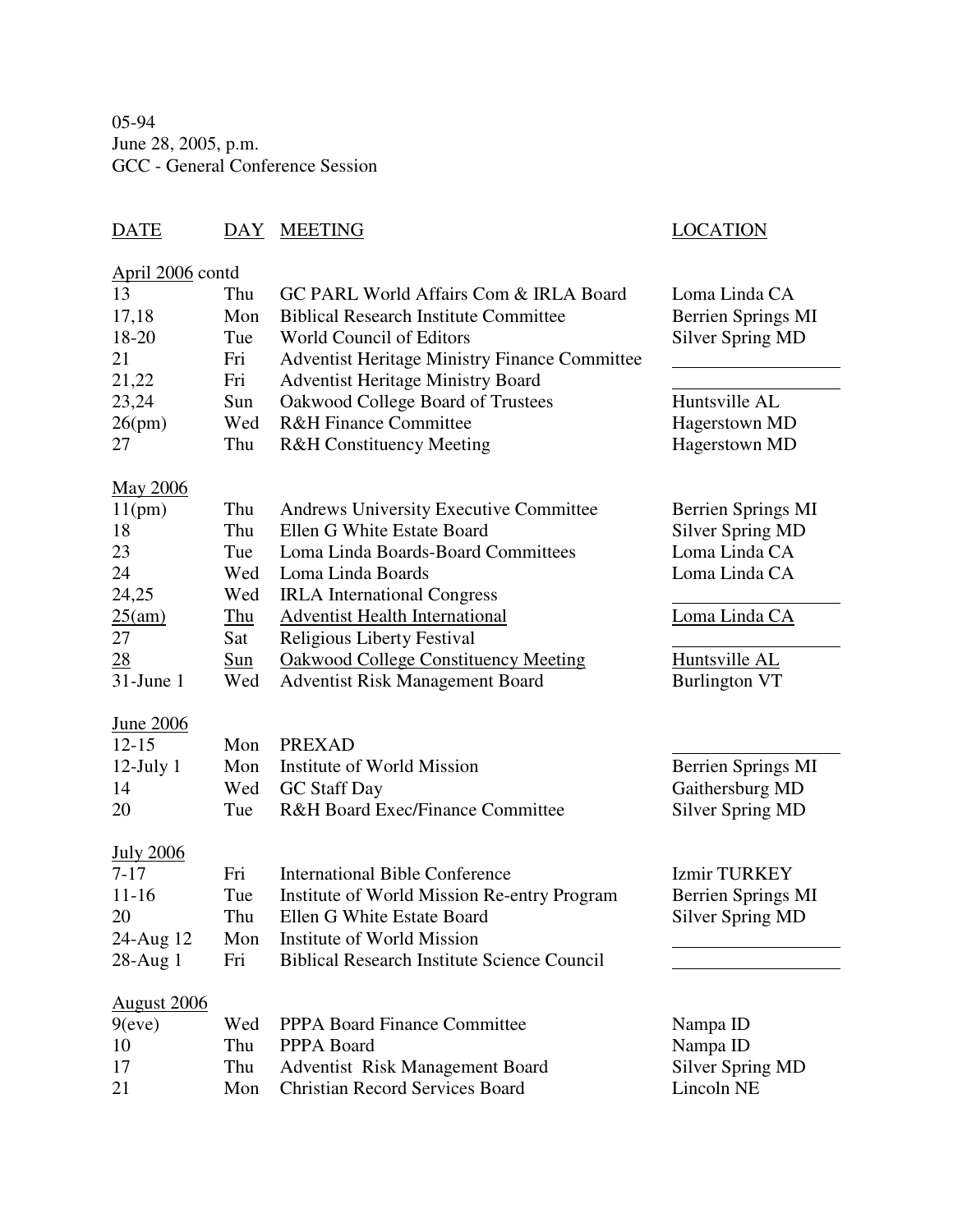05-94
June 28, 2005, p.m.
GCC - General Conference Session

| DATE | DAY | MEETING | LOCATION |
|---|---|---|---|
| April 2006 contd | | | |
| 13 | Thu | GC PARL World Affairs Com & IRLA Board | Loma Linda CA |
| 17,18 | Mon | Biblical Research Institute Committee | Berrien Springs MI |
| 18-20 | Tue | World Council of Editors | Silver Spring MD |
| 21 | Fri | Adventist Heritage Ministry Finance Committee | ________ |
| 21,22 | Fri | Adventist Heritage Ministry Board | ________ |
| 23,24 | Sun | Oakwood College Board of Trustees | Huntsville AL |
| 26(pm) | Wed | R&H Finance Committee | Hagerstown MD |
| 27 | Thu | R&H Constituency Meeting | Hagerstown MD |
| May 2006 | | | |
| 11(pm) | Thu | Andrews University Executive Committee | Berrien Springs MI |
| 18 | Thu | Ellen G White Estate Board | Silver Spring MD |
| 23 | Tue | Loma Linda Boards-Board Committees | Loma Linda CA |
| 24 | Wed | Loma Linda Boards | Loma Linda CA |
| 24,25 | Wed | IRLA International Congress | ________ |
| 25(am) | Thu | Adventist Health International | Loma Linda CA |
| 27 | Sat | Religious Liberty Festival | ________ |
| 28 | Sun | Oakwood College Constituency Meeting | Huntsville AL |
| 31-June 1 | Wed | Adventist Risk Management Board | Burlington VT |
| June 2006 | | | |
| 12-15 | Mon | PREXAD | ________ |
| 12-July 1 | Mon | Institute of World Mission | Berrien Springs MI |
| 14 | Wed | GC Staff Day | Gaithersburg MD |
| 20 | Tue | R&H Board Exec/Finance Committee | Silver Spring MD |
| July 2006 | | | |
| 7-17 | Fri | International Bible Conference | Izmir TURKEY |
| 11-16 | Tue | Institute of World Mission Re-entry Program | Berrien Springs MI |
| 20 | Thu | Ellen G White Estate Board | Silver Spring MD |
| 24-Aug 12 | Mon | Institute of World Mission | ________ |
| 28-Aug 1 | Fri | Biblical Research Institute Science Council | ________ |
| August 2006 | | | |
| 9(eve) | Wed | PPPA Board Finance Committee | Nampa ID |
| 10 | Thu | PPPA Board | Nampa ID |
| 17 | Thu | Adventist Risk Management Board | Silver Spring MD |
| 21 | Mon | Christian Record Services Board | Lincoln NE |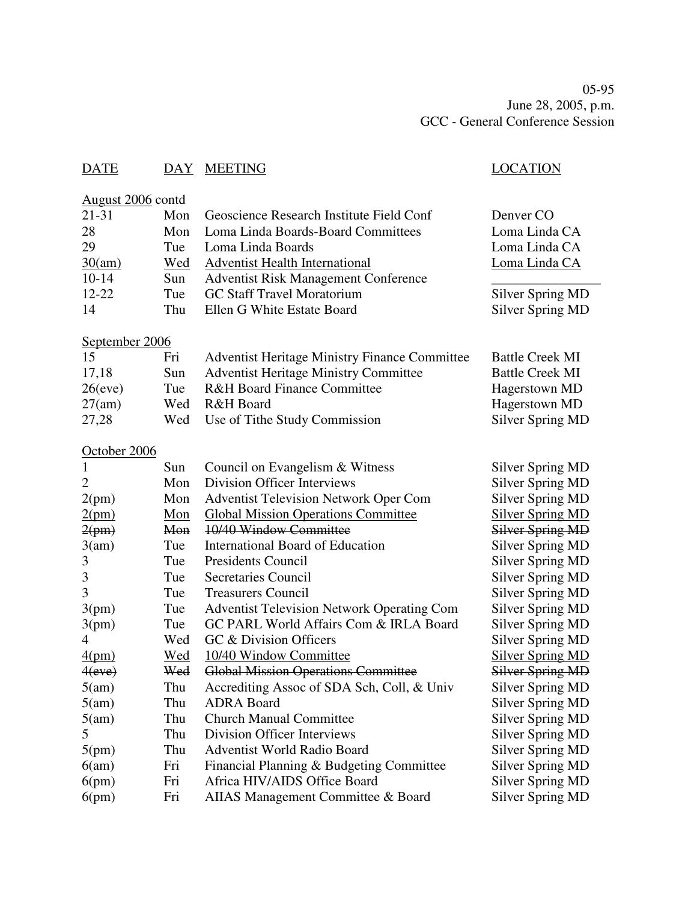05-95
June 28, 2005, p.m.
GCC - General Conference Session

| DATE | DAY | MEETING | LOCATION |
|---|---|---|---|
| August 2006 contd | | | |
| 21-31 | Mon | Geoscience Research Institute Field Conf | Denver CO |
| 28 | Mon | Loma Linda Boards-Board Committees | Loma Linda CA |
| 29 | Tue | Loma Linda Boards | Loma Linda CA |
| 30(am) | Wed | Adventist Health International | Loma Linda CA |
| 10-14 | Sun | Adventist Risk Management Conference | ________________ |
| 12-22 | Tue | GC Staff Travel Moratorium | Silver Spring MD |
| 14 | Thu | Ellen G White Estate Board | Silver Spring MD |
| September 2006 | | | |
| 15 | Fri | Adventist Heritage Ministry Finance Committee | Battle Creek MI |
| 17,18 | Sun | Adventist Heritage Ministry Committee | Battle Creek MI |
| 26(eve) | Tue | R&H Board Finance Committee | Hagerstown MD |
| 27(am) | Wed | R&H Board | Hagerstown MD |
| 27,28 | Wed | Use of Tithe Study Commission | Silver Spring MD |
| October 2006 | | | |
| 1 | Sun | Council on Evangelism & Witness | Silver Spring MD |
| 2 | Mon | Division Officer Interviews | Silver Spring MD |
| 2(pm) | Mon | Adventist Television Network Oper Com | Silver Spring MD |
| 2(pm) | Mon | Global Mission Operations Committee | Silver Spring MD |
| ~~2(pm)~~ | ~~Mon~~ | ~~10/40 Window Committee~~ | ~~Silver Spring MD~~ |
| 3(am) | Tue | International Board of Education | Silver Spring MD |
| 3 | Tue | Presidents Council | Silver Spring MD |
| 3 | Tue | Secretaries Council | Silver Spring MD |
| 3 | Tue | Treasurers Council | Silver Spring MD |
| 3(pm) | Tue | Adventist Television Network Operating Com | Silver Spring MD |
| 3(pm) | Tue | GC PARL World Affairs Com & IRLA Board | Silver Spring MD |
| 4 | Wed | GC & Division Officers | Silver Spring MD |
| 4(pm) | Wed | 10/40 Window Committee | Silver Spring MD |
| ~~4(eve)~~ | ~~Wed~~ | ~~Global Mission Operations Committee~~ | ~~Silver Spring MD~~ |
| 5(am) | Thu | Accrediting Assoc of SDA Sch, Coll, & Univ | Silver Spring MD |
| 5(am) | Thu | ADRA Board | Silver Spring MD |
| 5(am) | Thu | Church Manual Committee | Silver Spring MD |
| 5 | Thu | Division Officer Interviews | Silver Spring MD |
| 5(pm) | Thu | Adventist World Radio Board | Silver Spring MD |
| 6(am) | Fri | Financial Planning & Budgeting Committee | Silver Spring MD |
| 6(pm) | Fri | Africa HIV/AIDS Office Board | Silver Spring MD |
| 6(pm) | Fri | AIIAS Management Committee & Board | Silver Spring MD |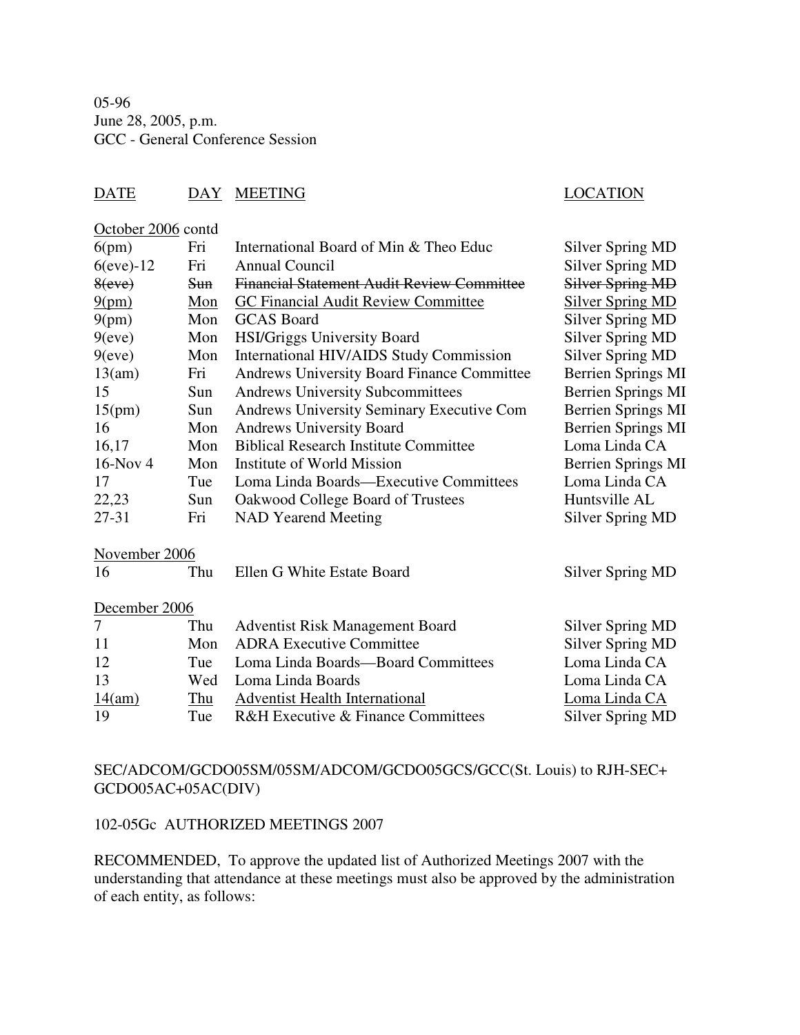05-96
June 28, 2005, p.m.
GCC - General Conference Session

| DATE | DAY | MEETING | LOCATION |
|---|---|---|---|
| October 2006 contd | | | |
| 6(pm) | Fri | International Board of Min & Theo Educ | Silver Spring MD |
| 6(eve)-12 | Fri | Annual Council | Silver Spring MD |
| ~~8(eve)~~ | ~~Sun~~ | ~~Financial Statement Audit Review Committee~~ | ~~Silver Spring MD~~ |
| <u>9(pm)</u> | <u>Mon</u> | <u>GC Financial Audit Review Committee</u> | <u>Silver Spring MD</u> |
| 9(pm) | Mon | GCAS Board | Silver Spring MD |
| 9(eve) | Mon | HSI/Griggs University Board | Silver Spring MD |
| 9(eve) | Mon | International HIV/AIDS Study Commission | Silver Spring MD |
| 13(am) | Fri | Andrews University Board Finance Committee | Berrien Springs MI |
| 15 | Sun | Andrews University Subcommittees | Berrien Springs MI |
| 15(pm) | Sun | Andrews University Seminary Executive Com | Berrien Springs MI |
| 16 | Mon | Andrews University Board | Berrien Springs MI |
| 16,17 | Mon | Biblical Research Institute Committee | Loma Linda CA |
| 16-Nov 4 | Mon | Institute of World Mission | Berrien Springs MI |
| 17 | Tue | Loma Linda Boards—Executive Committees | Loma Linda CA |
| 22,23 | Sun | Oakwood College Board of Trustees | Huntsville AL |
| 27-31 | Fri | NAD Yearend Meeting | Silver Spring MD |
| November 2006 | | | |
| 16 | Thu | Ellen G White Estate Board | Silver Spring MD |
| December 2006 | | | |
| 7 | Thu | Adventist Risk Management Board | Silver Spring MD |
| 11 | Mon | ADRA Executive Committee | Silver Spring MD |
| 12 | Tue | Loma Linda Boards—Board Committees | Loma Linda CA |
| 13 | Wed | Loma Linda Boards | Loma Linda CA |
| <u>14(am)</u> | <u>Thu</u> | <u>Adventist Health International</u> | <u>Loma Linda CA</u> |
| 19 | Tue | R&H Executive & Finance Committees | Silver Spring MD |

SEC/ADCOM/GCDO05SM/05SM/ADCOM/GCDO05GCS/GCC(St. Louis) to RJH-SEC+ GCDO05AC+05AC(DIV)

102-05Gc AUTHORIZED MEETINGS 2007

RECOMMENDED, To approve the updated list of Authorized Meetings 2007 with the understanding that attendance at these meetings must also be approved by the administration of each entity, as follows: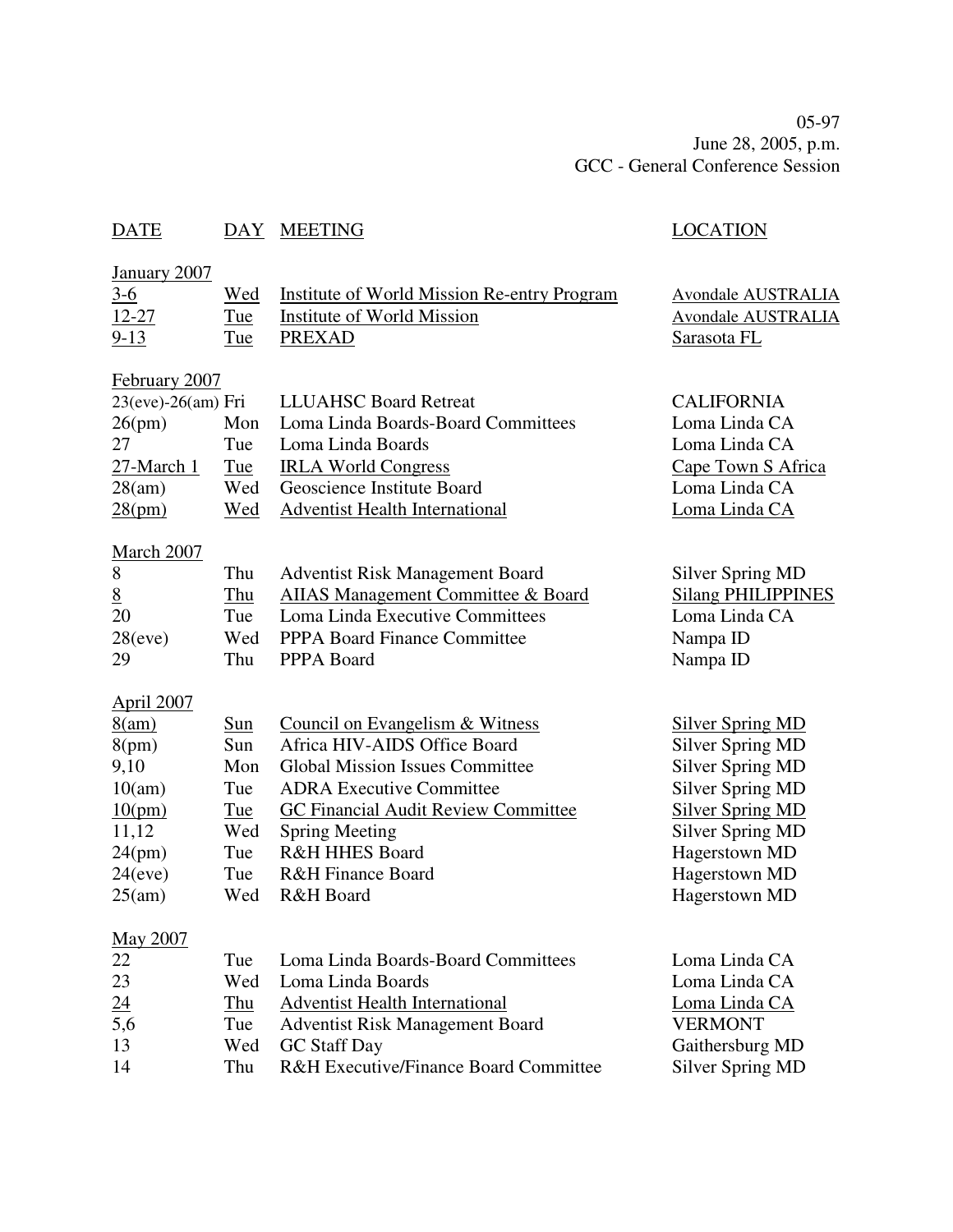05-97
June 28, 2005, p.m.
GCC - General Conference Session

| DATE | DAY | MEETING | LOCATION |
|---|---|---|---|
| **January 2007** | | | |
| 3-6 | Wed | Institute of World Mission Re-entry Program | Avondale AUSTRALIA |
| 12-27 | Tue | Institute of World Mission | Avondale AUSTRALIA |
| 9-13 | Tue | PREXAD | Sarasota FL |
| **February 2007** | | | |
| 23(eve)-26(am) | Fri | LLUAHSC Board Retreat | CALIFORNIA |
| 26(pm) | Mon | Loma Linda Boards-Board Committees | Loma Linda CA |
| 27 | Tue | Loma Linda Boards | Loma Linda CA |
| 27-March 1 | Tue | IRLA World Congress | Cape Town S Africa |
| 28(am) | Wed | Geoscience Institute Board | Loma Linda CA |
| 28(pm) | Wed | Adventist Health International | Loma Linda CA |
| **March 2007** | | | |
| 8 | Thu | Adventist Risk Management Board | Silver Spring MD |
| 8 | Thu | AIIAS Management Committee & Board | Silang PHILIPPINES |
| 20 | Tue | Loma Linda Executive Committees | Loma Linda CA |
| 28(eve) | Wed | PPPA Board Finance Committee | Nampa ID |
| 29 | Thu | PPPA Board | Nampa ID |
| **April 2007** | | | |
| 8(am) | Sun | Council on Evangelism & Witness | Silver Spring MD |
| 8(pm) | Sun | Africa HIV-AIDS Office Board | Silver Spring MD |
| 9,10 | Mon | Global Mission Issues Committee | Silver Spring MD |
| 10(am) | Tue | ADRA Executive Committee | Silver Spring MD |
| 10(pm) | Tue | GC Financial Audit Review Committee | Silver Spring MD |
| 11,12 | Wed | Spring Meeting | Silver Spring MD |
| 24(pm) | Tue | R&H HHES Board | Hagerstown MD |
| 24(eve) | Tue | R&H Finance Board | Hagerstown MD |
| 25(am) | Wed | R&H Board | Hagerstown MD |
| **May 2007** | | | |
| 22 | Tue | Loma Linda Boards-Board Committees | Loma Linda CA |
| 23 | Wed | Loma Linda Boards | Loma Linda CA |
| 24 | Thu | Adventist Health International | Loma Linda CA |
| 5,6 | Tue | Adventist Risk Management Board | VERMONT |
| 13 | Wed | GC Staff Day | Gaithersburg MD |
| 14 | Thu | R&H Executive/Finance Board Committee | Silver Spring MD |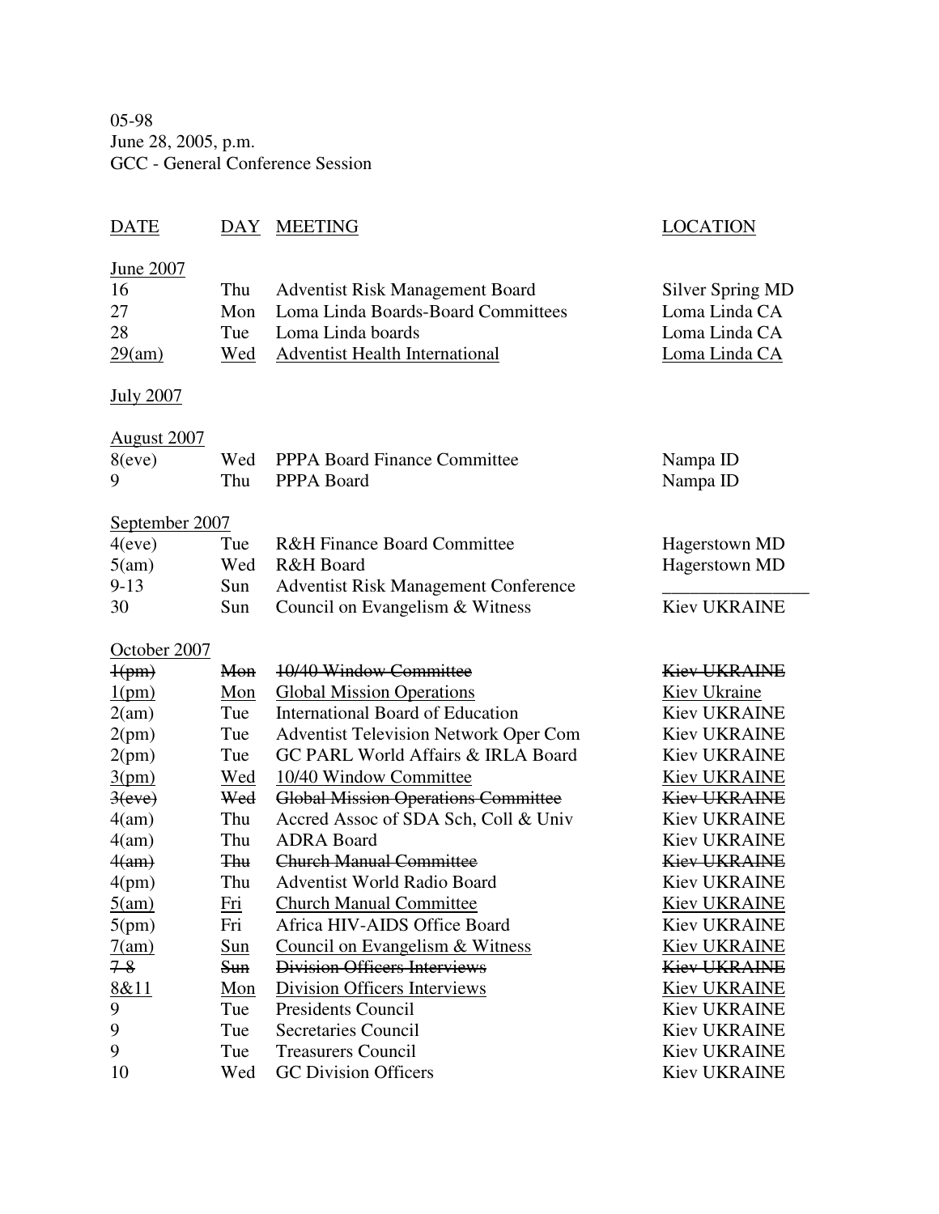05-98
June 28, 2005, p.m.
GCC - General Conference Session

| DATE | DAY | MEETING | LOCATION |
|---|---|---|---|
| June 2007 | | | |
| 16 | Thu | Adventist Risk Management Board | Silver Spring MD |
| 27 | Mon | Loma Linda Boards-Board Committees | Loma Linda CA |
| 28 | Tue | Loma Linda boards | Loma Linda CA |
| 29(am) | Wed | Adventist Health International | Loma Linda CA |
| July 2007 | | | |
| August 2007 | | | |
| 8(eve) | Wed | PPPA Board Finance Committee | Nampa ID |
| 9 | Thu | PPPA Board | Nampa ID |
| September 2007 | | | |
| 4(eve) | Tue | R&H Finance Board Committee | Hagerstown MD |
| 5(am) | Wed | R&H Board | Hagerstown MD |
| 9-13 | Sun | Adventist Risk Management Conference | ________________ |
| 30 | Sun | Council on Evangelism & Witness | Kiev UKRAINE |
| October 2007 | | | |
| ~~1(pm)~~ | ~~Mon~~ | ~~10/40 Window Committee~~ | ~~Kiev UKRAINE~~ |
| 1(pm) | Mon | Global Mission Operations | Kiev Ukraine |
| 2(am) | Tue | International Board of Education | Kiev UKRAINE |
| 2(pm) | Tue | Adventist Television Network Oper Com | Kiev UKRAINE |
| 2(pm) | Tue | GC PARL World Affairs & IRLA Board | Kiev UKRAINE |
| 3(pm) | Wed | 10/40 Window Committee | Kiev UKRAINE |
| ~~3(eve)~~ | ~~Wed~~ | ~~Global Mission Operations Committee~~ | ~~Kiev UKRAINE~~ |
| 4(am) | Thu | Accred Assoc of SDA Sch, Coll & Univ | Kiev UKRAINE |
| 4(am) | Thu | ADRA Board | Kiev UKRAINE |
| ~~4(am)~~ | ~~Thu~~ | ~~Church Manual Committee~~ | ~~Kiev UKRAINE~~ |
| 4(pm) | Thu | Adventist World Radio Board | Kiev UKRAINE |
| 5(am) | Fri | Church Manual Committee | Kiev UKRAINE |
| 5(pm) | Fri | Africa HIV-AIDS Office Board | Kiev UKRAINE |
| 7(am) | Sun | Council on Evangelism & Witness | Kiev UKRAINE |
| ~~7-8~~ | ~~Sun~~ | ~~Division Officers Interviews~~ | ~~Kiev UKRAINE~~ |
| 8&11 | Mon | Division Officers Interviews | Kiev UKRAINE |
| 9 | Tue | Presidents Council | Kiev UKRAINE |
| 9 | Tue | Secretaries Council | Kiev UKRAINE |
| 9 | Tue | Treasurers Council | Kiev UKRAINE |
| 10 | Wed | GC Division Officers | Kiev UKRAINE |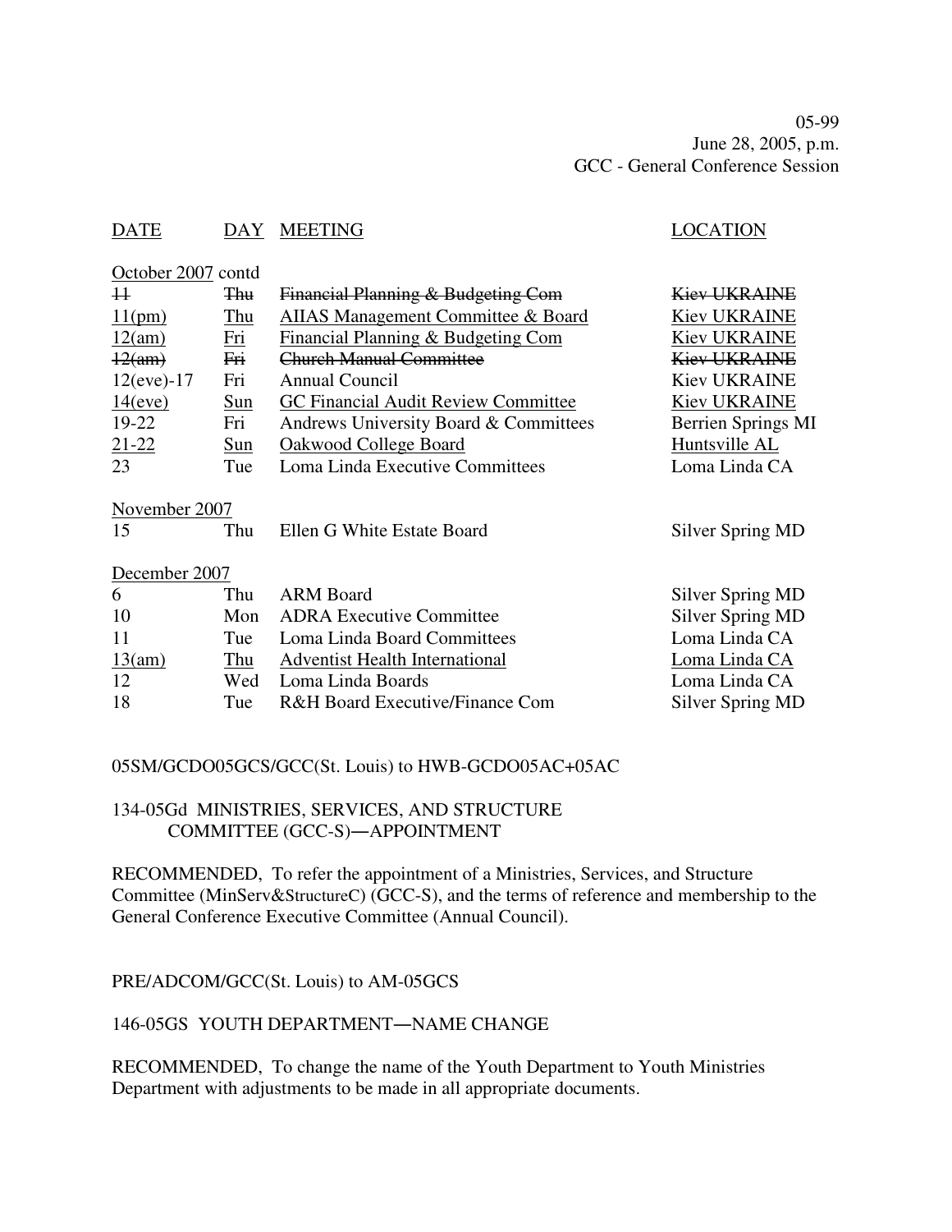05-99
June 28, 2005, p.m.
GCC - General Conference Session

| DATE | DAY | MEETING | LOCATION |
|---|---|---|---|
| October 2007 contd | | | |
| ~~11~~ | ~~Thu~~ | ~~Financial Planning & Budgeting Com~~ | ~~Kiev UKRAINE~~ |
| 11(pm) | Thu | AIIAS Management Committee & Board | Kiev UKRAINE |
| 12(am) | Fri | Financial Planning & Budgeting Com | Kiev UKRAINE |
| ~~12(am)~~ | ~~Fri~~ | ~~Church Manual Committee~~ | ~~Kiev UKRAINE~~ |
| 12(eve)-17 | Fri | Annual Council | Kiev UKRAINE |
| 14(eve) | Sun | GC Financial Audit Review Committee | Kiev UKRAINE |
| 19-22 | Fri | Andrews University Board & Committees | Berrien Springs MI |
| 21-22 | Sun | Oakwood College Board | Huntsville AL |
| 23 | Tue | Loma Linda Executive Committees | Loma Linda CA |
| November 2007 | | | |
| 15 | Thu | Ellen G White Estate Board | Silver Spring MD |
| December 2007 | | | |
| 6 | Thu | ARM Board | Silver Spring MD |
| 10 | Mon | ADRA Executive Committee | Silver Spring MD |
| 11 | Tue | Loma Linda Board Committees | Loma Linda CA |
| 13(am) | Thu | Adventist Health International | Loma Linda CA |
| 12 | Wed | Loma Linda Boards | Loma Linda CA |
| 18 | Tue | R&H Board Executive/Finance Com | Silver Spring MD |

05SM/GCDO05GCS/GCC(St. Louis) to HWB-GCDO05AC+05AC

## 134-05Gd MINISTRIES, SERVICES, AND STRUCTURE COMMITTEE (GCC-S)—APPOINTMENT

RECOMMENDED, To refer the appointment of a Ministries, Services, and Structure Committee (MinServ&StructureC) (GCC-S), and the terms of reference and membership to the General Conference Executive Committee (Annual Council).

PRE/ADCOM/GCC(St. Louis) to AM-05GCS

## 146-05GS YOUTH DEPARTMENT—NAME CHANGE

RECOMMENDED, To change the name of the Youth Department to Youth Ministries Department with adjustments to be made in all appropriate documents.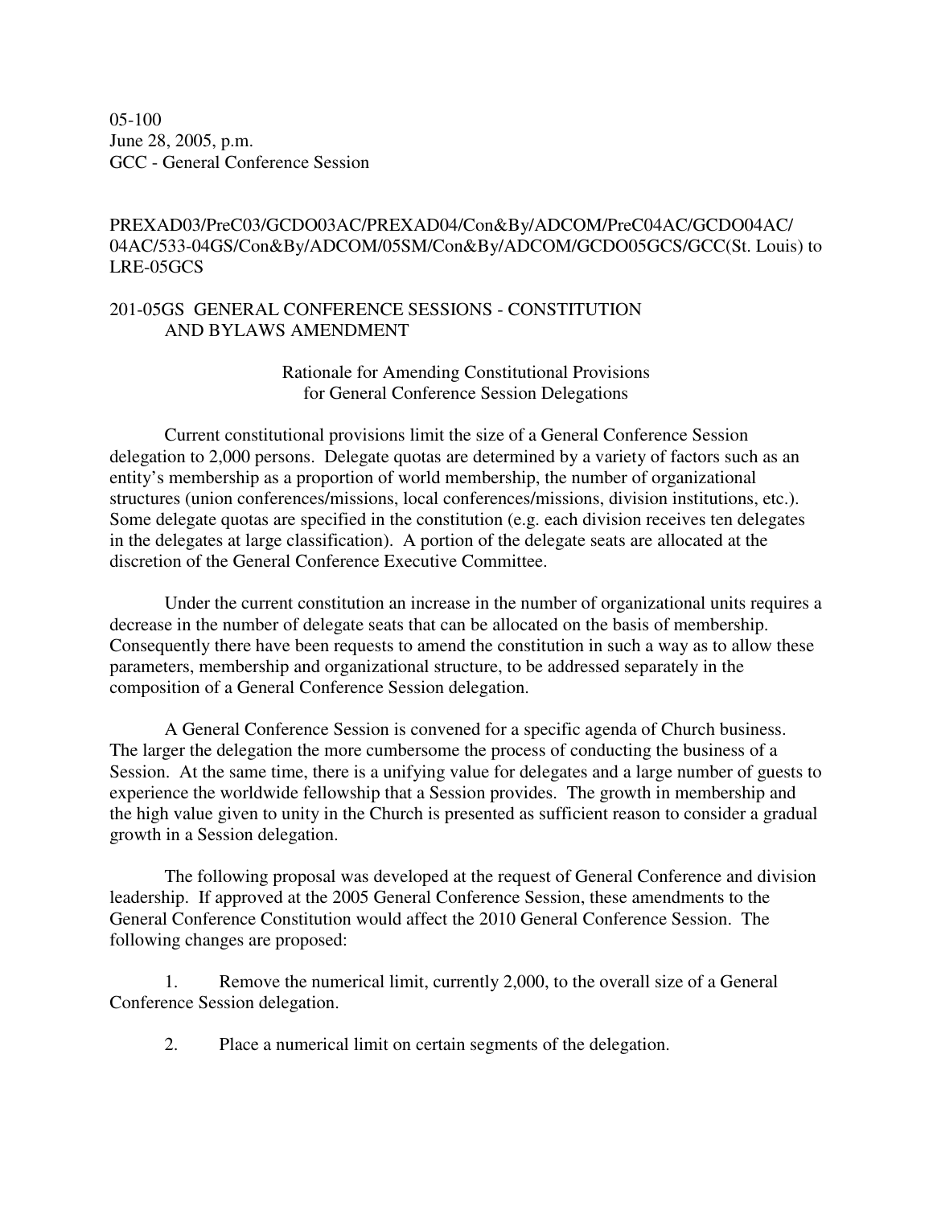05-100
June 28, 2005, p.m.
GCC - General Conference Session

PREXAD03/PreC03/GCDO03AC/PREXAD04/Con&By/ADCOM/PreC04AC/GCDO04AC/04AC/533-04GS/Con&By/ADCOM/05SM/Con&By/ADCOM/GCDO05GCS/GCC(St. Louis) to LRE-05GCS

201-05GS GENERAL CONFERENCE SESSIONS - CONSTITUTION AND BYLAWS AMENDMENT

Rationale for Amending Constitutional Provisions for General Conference Session Delegations

Current constitutional provisions limit the size of a General Conference Session delegation to 2,000 persons. Delegate quotas are determined by a variety of factors such as an entity's membership as a proportion of world membership, the number of organizational structures (union conferences/missions, local conferences/missions, division institutions, etc.). Some delegate quotas are specified in the constitution (e.g. each division receives ten delegates in the delegates at large classification). A portion of the delegate seats are allocated at the discretion of the General Conference Executive Committee.

Under the current constitution an increase in the number of organizational units requires a decrease in the number of delegate seats that can be allocated on the basis of membership. Consequently there have been requests to amend the constitution in such a way as to allow these parameters, membership and organizational structure, to be addressed separately in the composition of a General Conference Session delegation.

A General Conference Session is convened for a specific agenda of Church business. The larger the delegation the more cumbersome the process of conducting the business of a Session. At the same time, there is a unifying value for delegates and a large number of guests to experience the worldwide fellowship that a Session provides. The growth in membership and the high value given to unity in the Church is presented as sufficient reason to consider a gradual growth in a Session delegation.

The following proposal was developed at the request of General Conference and division leadership. If approved at the 2005 General Conference Session, these amendments to the General Conference Constitution would affect the 2010 General Conference Session. The following changes are proposed:

1. Remove the numerical limit, currently 2,000, to the overall size of a General Conference Session delegation.

2. Place a numerical limit on certain segments of the delegation.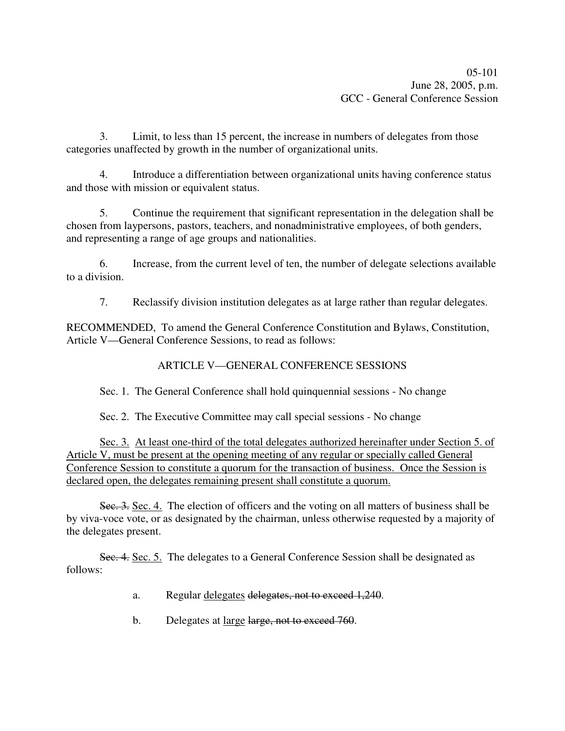3. Limit, to less than 15 percent, the increase in numbers of delegates from those categories unaffected by growth in the number of organizational units.

4. Introduce a differentiation between organizational units having conference status and those with mission or equivalent status.

5. Continue the requirement that significant representation in the delegation shall be chosen from laypersons, pastors, teachers, and nonadministrative employees, of both genders, and representing a range of age groups and nationalities.

6. Increase, from the current level of ten, the number of delegate selections available to a division.

7. Reclassify division institution delegates as at large rather than regular delegates.

RECOMMENDED, To amend the General Conference Constitution and Bylaws, Constitution, Article V—General Conference Sessions, to read as follows:

ARTICLE V—GENERAL CONFERENCE SESSIONS

Sec. 1. The General Conference shall hold quinquennial sessions - No change

Sec. 2. The Executive Committee may call special sessions - No change

<u>Sec. 3. At least one-third of the total delegates authorized hereinafter under Section 5. of Article V, must be present at the opening meeting of any regular or specially called General Conference Session to constitute a quorum for the transaction of business. Once the Session is declared open, the delegates remaining present shall constitute a quorum.</u>

~~Sec. 3.~~ <u>Sec. 4.</u> The election of officers and the voting on all matters of business shall be by viva-voce vote, or as designated by the chairman, unless otherwise requested by a majority of the delegates present.

~~Sec. 4.~~ <u>Sec. 5.</u> The delegates to a General Conference Session shall be designated as follows:

a. Regular <u>delegates</u> ~~delegates, not to exceed 1,240~~.

b. Delegates at <u>large</u> ~~large, not to exceed 760~~.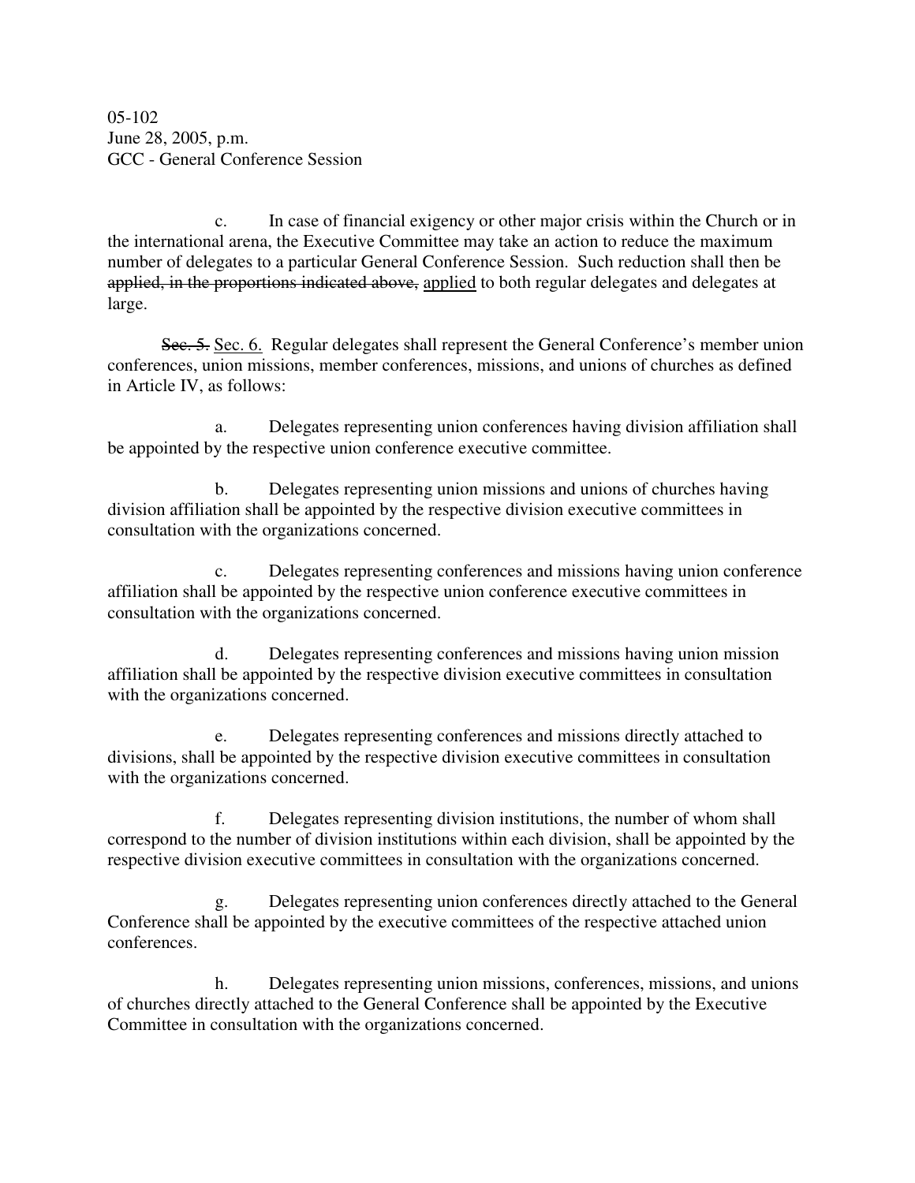05-102
June 28, 2005, p.m.
GCC - General Conference Session

c. In case of financial exigency or other major crisis within the Church or in the international arena, the Executive Committee may take an action to reduce the maximum number of delegates to a particular General Conference Session. Such reduction shall then be ~~applied, in the proportions indicated above,~~ <u>applied</u> to both regular delegates and delegates at large.

~~Sec. 5.~~ <u>Sec. 6.</u> Regular delegates shall represent the General Conference's member union conferences, union missions, member conferences, missions, and unions of churches as defined in Article IV, as follows:

a. Delegates representing union conferences having division affiliation shall be appointed by the respective union conference executive committee.

b. Delegates representing union missions and unions of churches having division affiliation shall be appointed by the respective division executive committees in consultation with the organizations concerned.

c. Delegates representing conferences and missions having union conference affiliation shall be appointed by the respective union conference executive committees in consultation with the organizations concerned.

d. Delegates representing conferences and missions having union mission affiliation shall be appointed by the respective division executive committees in consultation with the organizations concerned.

e. Delegates representing conferences and missions directly attached to divisions, shall be appointed by the respective division executive committees in consultation with the organizations concerned.

f. Delegates representing division institutions, the number of whom shall correspond to the number of division institutions within each division, shall be appointed by the respective division executive committees in consultation with the organizations concerned.

g. Delegates representing union conferences directly attached to the General Conference shall be appointed by the executive committees of the respective attached union conferences.

h. Delegates representing union missions, conferences, missions, and unions of churches directly attached to the General Conference shall be appointed by the Executive Committee in consultation with the organizations concerned.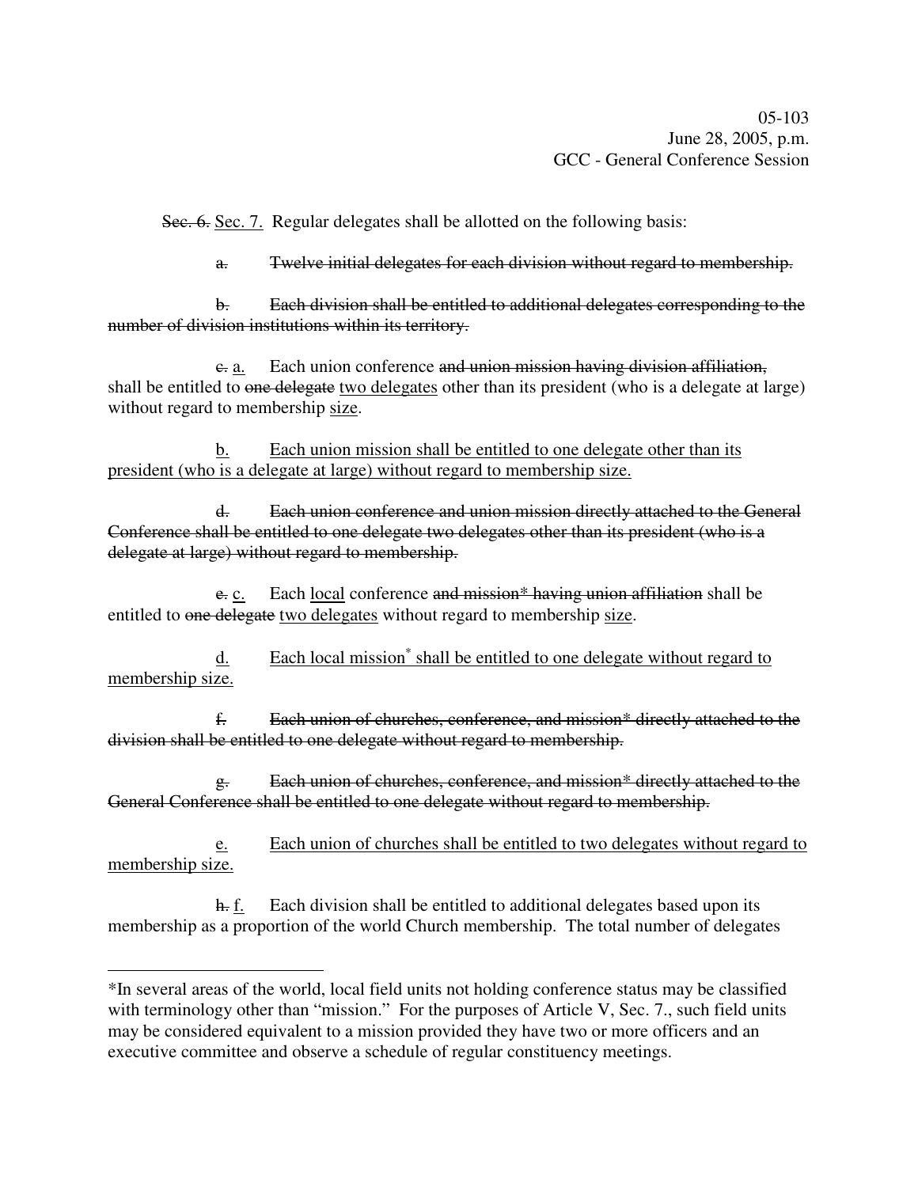~~Sec. 6.~~ <u>Sec. 7.</u> Regular delegates shall be allotted on the following basis:

~~a. Twelve initial delegates for each division without regard to membership.~~

~~b. Each division shall be entitled to additional delegates corresponding to the number of division institutions within its territory.~~

~~c.~~ <u>a.</u> Each union conference ~~and union mission having division affiliation,~~ shall be entitled to ~~one delegate~~ <u>two delegates</u> other than its president (who is a delegate at large) without regard to membership <u>size</u>.

<u>b. Each union mission shall be entitled to one delegate other than its president (who is a delegate at large) without regard to membership size.</u>

~~d. Each union conference and union mission directly attached to the General Conference shall be entitled to one delegate two delegates other than its president (who is a delegate at large) without regard to membership.~~

~~e.~~ <u>c.</u> Each <u>local</u> conference ~~and mission* having union affiliation~~ shall be entitled to ~~one delegate~~ <u>two delegates</u> without regard to membership <u>size</u>.

<u>d. Each local mission* shall be entitled to one delegate without regard to membership size.</u>

~~f. Each union of churches, conference, and mission* directly attached to the division shall be entitled to one delegate without regard to membership.~~

~~g. Each union of churches, conference, and mission* directly attached to the General Conference shall be entitled to one delegate without regard to membership.~~

<u>e. Each union of churches shall be entitled to two delegates without regard to membership size.</u>

~~h.~~ <u>f.</u> Each division shall be entitled to additional delegates based upon its membership as a proportion of the world Church membership. The total number of delegates

---

*In several areas of the world, local field units not holding conference status may be classified with terminology other than "mission." For the purposes of Article V, Sec. 7., such field units may be considered equivalent to a mission provided they have two or more officers and an executive committee and observe a schedule of regular constituency meetings.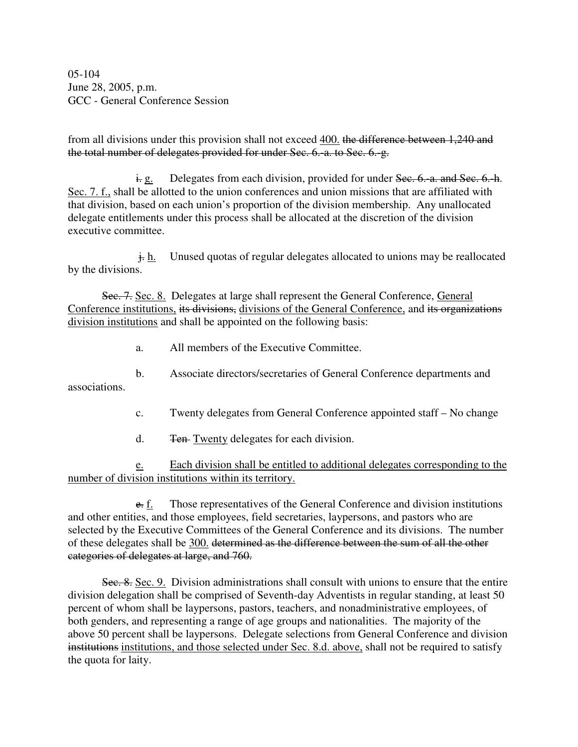from all divisions under this provision shall not exceed <u>400.</u> ~~the difference between 1,240 and the total number of delegates provided for under Sec. 6.-a. to Sec. 6.-g.~~

~~i.~~ <u>g.</u> Delegates from each division, provided for under ~~Sec. 6.-a. and Sec. 6.-h.~~ <u>Sec. 7. f.,</u> shall be allotted to the union conferences and union missions that are affiliated with that division, based on each union's proportion of the division membership. Any unallocated delegate entitlements under this process shall be allocated at the discretion of the division executive committee.

~~j.~~ <u>h.</u> Unused quotas of regular delegates allocated to unions may be reallocated by the divisions.

~~Sec. 7.~~ <u>Sec. 8.</u> Delegates at large shall represent the General Conference, <u>General Conference institutions,</u> ~~its divisions,~~ <u>divisions of the General Conference,</u> and ~~its organizations~~ <u>division institutions</u> and shall be appointed on the following basis:

a. All members of the Executive Committee.

b. Associate directors/secretaries of General Conference departments and associations.

c. Twenty delegates from General Conference appointed staff – No change

d. ~~Ten~~ <u>Twenty</u> delegates for each division.

<u>e.</u> <u>Each division shall be entitled to additional delegates corresponding to the number of division institutions within its territory.</u>

~~e.~~ <u>f.</u> Those representatives of the General Conference and division institutions and other entities, and those employees, field secretaries, laypersons, and pastors who are selected by the Executive Committees of the General Conference and its divisions. The number of these delegates shall be <u>300.</u> ~~determined as the difference between the sum of all the other categories of delegates at large, and 760.~~

~~Sec. 8.~~ <u>Sec. 9.</u> Division administrations shall consult with unions to ensure that the entire division delegation shall be comprised of Seventh-day Adventists in regular standing, at least 50 percent of whom shall be laypersons, pastors, teachers, and nonadministrative employees, of both genders, and representing a range of age groups and nationalities. The majority of the above 50 percent shall be laypersons. Delegate selections from General Conference and division ~~institutions~~ <u>institutions, and those selected under Sec. 8.d. above,</u> shall not be required to satisfy the quota for laity.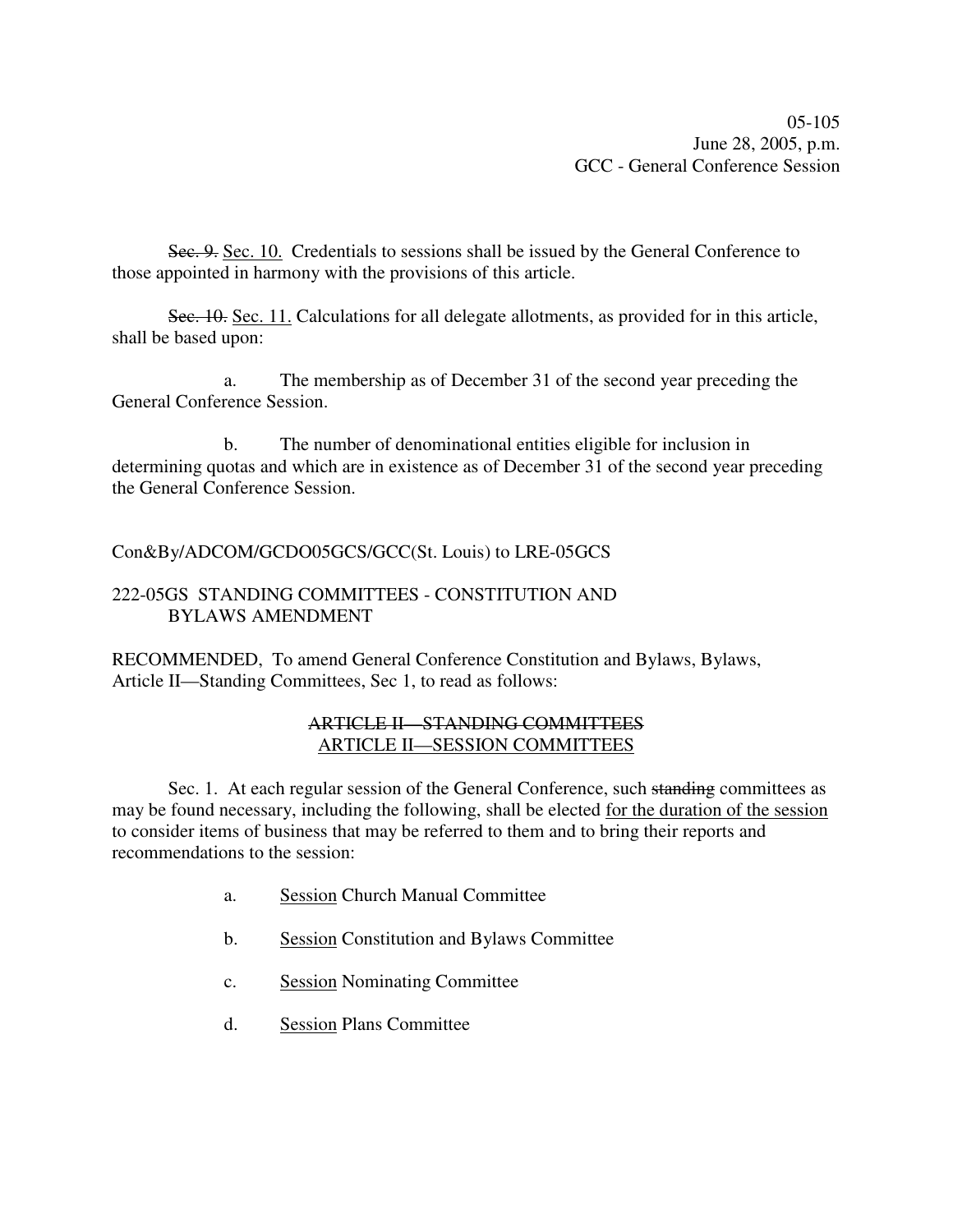~~Sec. 9.~~ <u>Sec. 10.</u> Credentials to sessions shall be issued by the General Conference to those appointed in harmony with the provisions of this article.

~~Sec. 10.~~ <u>Sec. 11.</u> Calculations for all delegate allotments, as provided for in this article, shall be based upon:

a. The membership as of December 31 of the second year preceding the General Conference Session.

b. The number of denominational entities eligible for inclusion in determining quotas and which are in existence as of December 31 of the second year preceding the General Conference Session.

Con&By/ADCOM/GCDO05GCS/GCC(St. Louis) to LRE-05GCS

222-05GS STANDING COMMITTEES - CONSTITUTION AND BYLAWS AMENDMENT

RECOMMENDED, To amend General Conference Constitution and Bylaws, Bylaws, Article II—Standing Committees, Sec 1, to read as follows:

~~ARTICLE II—STANDING COMMITTEES~~
<u>ARTICLE II—SESSION COMMITTEES</u>

Sec. 1. At each regular session of the General Conference, such ~~standing~~ committees as may be found necessary, including the following, shall be elected <u>for the duration of the session</u> to consider items of business that may be referred to them and to bring their reports and recommendations to the session:

a. <u>Session</u> Church Manual Committee

b. <u>Session</u> Constitution and Bylaws Committee

c. <u>Session</u> Nominating Committee

d. <u>Session</u> Plans Committee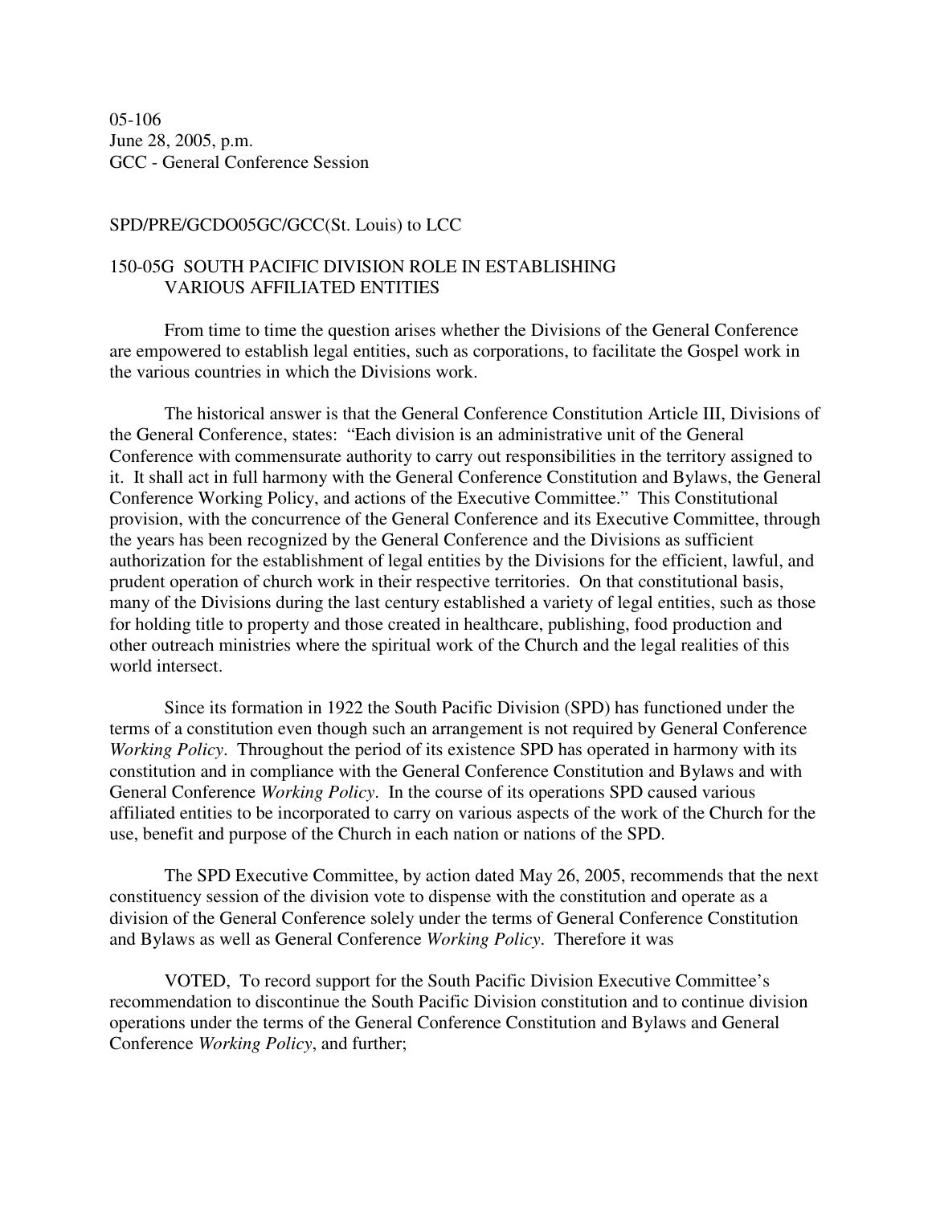05-106
June 28, 2005, p.m.
GCC - General Conference Session

SPD/PRE/GCDO05GC/GCC(St. Louis) to LCC

150-05G SOUTH PACIFIC DIVISION ROLE IN ESTABLISHING VARIOUS AFFILIATED ENTITIES

From time to time the question arises whether the Divisions of the General Conference are empowered to establish legal entities, such as corporations, to facilitate the Gospel work in the various countries in which the Divisions work.

The historical answer is that the General Conference Constitution Article III, Divisions of the General Conference, states: "Each division is an administrative unit of the General Conference with commensurate authority to carry out responsibilities in the territory assigned to it. It shall act in full harmony with the General Conference Constitution and Bylaws, the General Conference Working Policy, and actions of the Executive Committee." This Constitutional provision, with the concurrence of the General Conference and its Executive Committee, through the years has been recognized by the General Conference and the Divisions as sufficient authorization for the establishment of legal entities by the Divisions for the efficient, lawful, and prudent operation of church work in their respective territories. On that constitutional basis, many of the Divisions during the last century established a variety of legal entities, such as those for holding title to property and those created in healthcare, publishing, food production and other outreach ministries where the spiritual work of the Church and the legal realities of this world intersect.

Since its formation in 1922 the South Pacific Division (SPD) has functioned under the terms of a constitution even though such an arrangement is not required by General Conference *Working Policy*. Throughout the period of its existence SPD has operated in harmony with its constitution and in compliance with the General Conference Constitution and Bylaws and with General Conference *Working Policy*. In the course of its operations SPD caused various affiliated entities to be incorporated to carry on various aspects of the work of the Church for the use, benefit and purpose of the Church in each nation or nations of the SPD.

The SPD Executive Committee, by action dated May 26, 2005, recommends that the next constituency session of the division vote to dispense with the constitution and operate as a division of the General Conference solely under the terms of General Conference Constitution and Bylaws as well as General Conference *Working Policy*. Therefore it was

VOTED, To record support for the South Pacific Division Executive Committee's recommendation to discontinue the South Pacific Division constitution and to continue division operations under the terms of the General Conference Constitution and Bylaws and General Conference *Working Policy*, and further;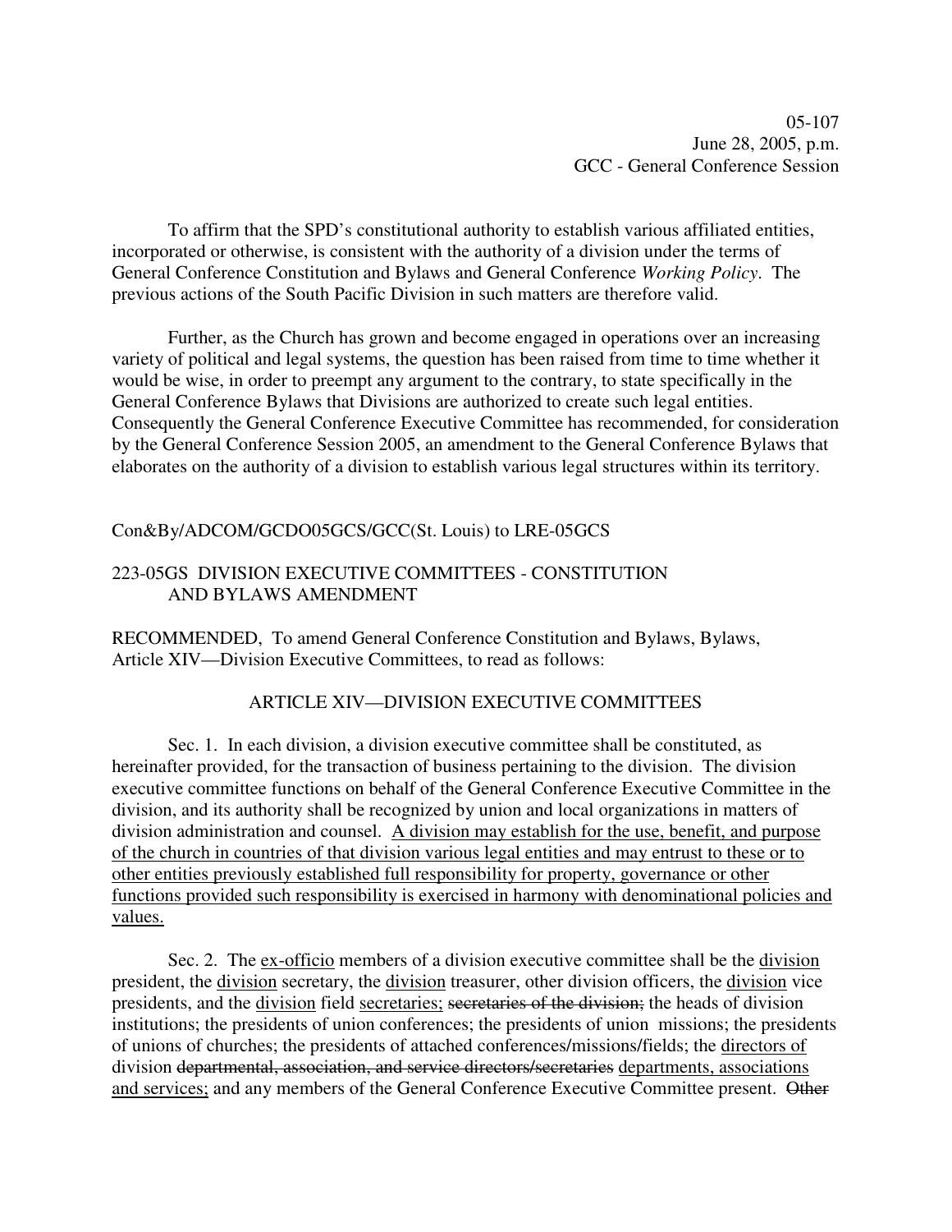To affirm that the SPD's constitutional authority to establish various affiliated entities, incorporated or otherwise, is consistent with the authority of a division under the terms of General Conference Constitution and Bylaws and General Conference *Working Policy*. The previous actions of the South Pacific Division in such matters are therefore valid.

Further, as the Church has grown and become engaged in operations over an increasing variety of political and legal systems, the question has been raised from time to time whether it would be wise, in order to preempt any argument to the contrary, to state specifically in the General Conference Bylaws that Divisions are authorized to create such legal entities. Consequently the General Conference Executive Committee has recommended, for consideration by the General Conference Session 2005, an amendment to the General Conference Bylaws that elaborates on the authority of a division to establish various legal structures within its territory.

Con&By/ADCOM/GCDO05GCS/GCC(St. Louis) to LRE-05GCS

## 223-05GS DIVISION EXECUTIVE COMMITTEES - CONSTITUTION AND BYLAWS AMENDMENT

RECOMMENDED, To amend General Conference Constitution and Bylaws, Bylaws, Article XIV—Division Executive Committees, to read as follows:

### ARTICLE XIV—DIVISION EXECUTIVE COMMITTEES

Sec. 1. In each division, a division executive committee shall be constituted, as hereinafter provided, for the transaction of business pertaining to the division. The division executive committee functions on behalf of the General Conference Executive Committee in the division, and its authority shall be recognized by union and local organizations in matters of division administration and counsel. <u>A division may establish for the use, benefit, and purpose of the church in countries of that division various legal entities and may entrust to these or to other entities previously established full responsibility for property, governance or other functions provided such responsibility is exercised in harmony with denominational policies and values.</u>

Sec. 2. The <u>ex-officio</u> members of a division executive committee shall be the <u>division</u> president, the <u>division</u> secretary, the <u>division</u> treasurer, other division officers, the <u>division</u> vice presidents, and the <u>division</u> field <u>secretaries;</u> ~~secretaries of the division;~~ the heads of division institutions; the presidents of union conferences; the presidents of union missions; the presidents of unions of churches; the presidents of attached conferences/missions/fields; the <u>directors of</u> division ~~departmental, association, and service directors/secretaries~~ <u>departments, associations and services;</u> and any members of the General Conference Executive Committee present. ~~Other~~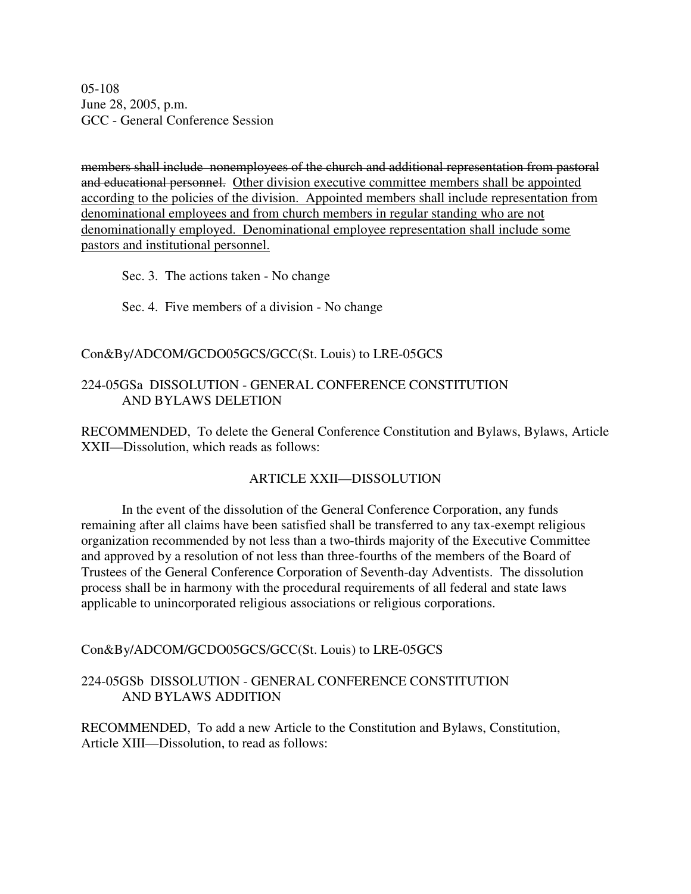05-108
June 28, 2005, p.m.
GCC - General Conference Session

~~members shall include nonemployees of the church and additional representation from pastoral and educational personnel.~~ <u>Other division executive committee members shall be appointed according to the policies of the division. Appointed members shall include representation from denominational employees and from church members in regular standing who are not denominationally employed. Denominational employee representation shall include some pastors and institutional personnel.</u>

Sec. 3. The actions taken - No change

Sec. 4. Five members of a division - No change

Con&By/ADCOM/GCDO05GCS/GCC(St. Louis) to LRE-05GCS

224-05GSa DISSOLUTION - GENERAL CONFERENCE CONSTITUTION AND BYLAWS DELETION

RECOMMENDED, To delete the General Conference Constitution and Bylaws, Bylaws, Article XXII—Dissolution, which reads as follows:

ARTICLE XXII—DISSOLUTION

In the event of the dissolution of the General Conference Corporation, any funds remaining after all claims have been satisfied shall be transferred to any tax-exempt religious organization recommended by not less than a two-thirds majority of the Executive Committee and approved by a resolution of not less than three-fourths of the members of the Board of Trustees of the General Conference Corporation of Seventh-day Adventists. The dissolution process shall be in harmony with the procedural requirements of all federal and state laws applicable to unincorporated religious associations or religious corporations.

Con&By/ADCOM/GCDO05GCS/GCC(St. Louis) to LRE-05GCS

224-05GSb DISSOLUTION - GENERAL CONFERENCE CONSTITUTION AND BYLAWS ADDITION

RECOMMENDED, To add a new Article to the Constitution and Bylaws, Constitution, Article XIII—Dissolution, to read as follows: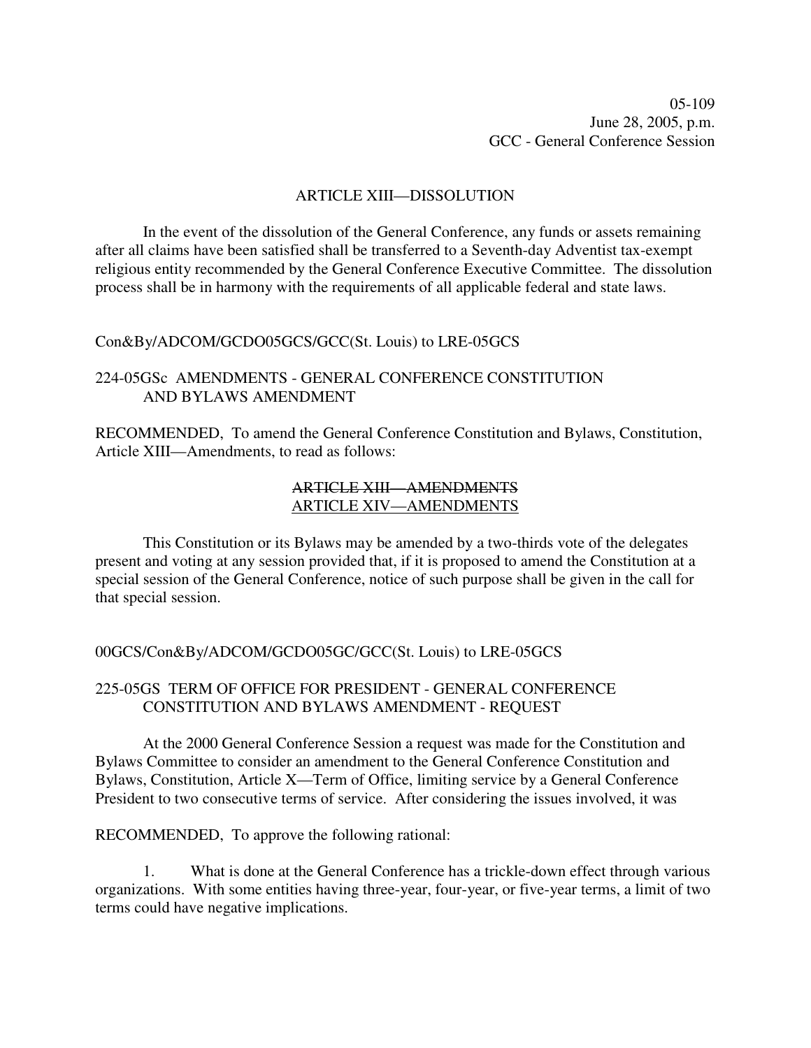05-109
June 28, 2005, p.m.
GCC - General Conference Session

ARTICLE XIII—DISSOLUTION

In the event of the dissolution of the General Conference, any funds or assets remaining after all claims have been satisfied shall be transferred to a Seventh-day Adventist tax-exempt religious entity recommended by the General Conference Executive Committee. The dissolution process shall be in harmony with the requirements of all applicable federal and state laws.

Con&By/ADCOM/GCDO05GCS/GCC(St. Louis) to LRE-05GCS

224-05GSc AMENDMENTS - GENERAL CONFERENCE CONSTITUTION AND BYLAWS AMENDMENT

RECOMMENDED, To amend the General Conference Constitution and Bylaws, Constitution, Article XIII—Amendments, to read as follows:

~~ARTICLE XIII—AMENDMENTS~~
<u>ARTICLE XIV—AMENDMENTS</u>

This Constitution or its Bylaws may be amended by a two-thirds vote of the delegates present and voting at any session provided that, if it is proposed to amend the Constitution at a special session of the General Conference, notice of such purpose shall be given in the call for that special session.

00GCS/Con&By/ADCOM/GCDO05GC/GCC(St. Louis) to LRE-05GCS

225-05GS TERM OF OFFICE FOR PRESIDENT - GENERAL CONFERENCE CONSTITUTION AND BYLAWS AMENDMENT - REQUEST

At the 2000 General Conference Session a request was made for the Constitution and Bylaws Committee to consider an amendment to the General Conference Constitution and Bylaws, Constitution, Article X—Term of Office, limiting service by a General Conference President to two consecutive terms of service. After considering the issues involved, it was

RECOMMENDED, To approve the following rational:

1. What is done at the General Conference has a trickle-down effect through various organizations. With some entities having three-year, four-year, or five-year terms, a limit of two terms could have negative implications.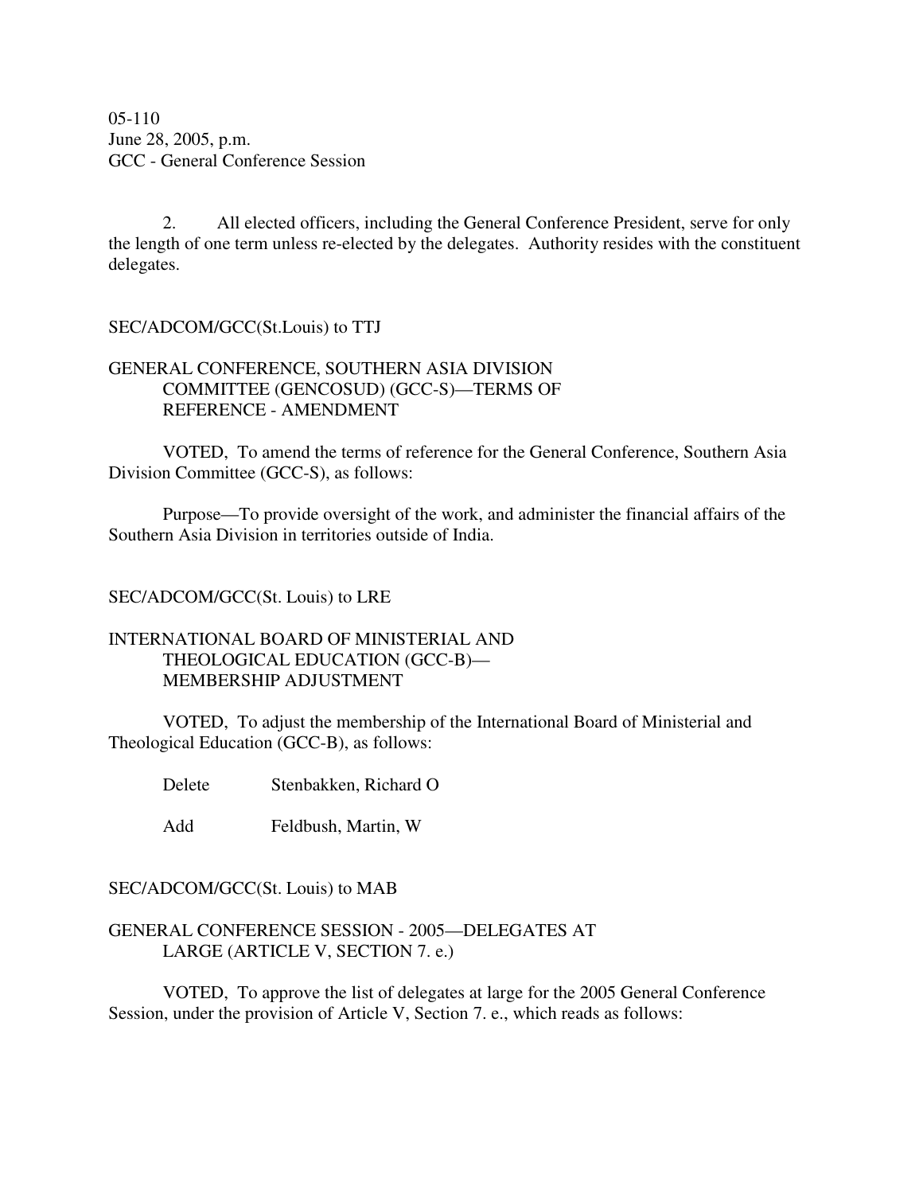05-110
June 28, 2005, p.m.
GCC - General Conference Session

2. All elected officers, including the General Conference President, serve for only the length of one term unless re-elected by the delegates. Authority resides with the constituent delegates.

SEC/ADCOM/GCC(St.Louis) to TTJ

GENERAL CONFERENCE, SOUTHERN ASIA DIVISION COMMITTEE (GENCOSUD) (GCC-S)—TERMS OF REFERENCE - AMENDMENT

VOTED, To amend the terms of reference for the General Conference, Southern Asia Division Committee (GCC-S), as follows:

Purpose—To provide oversight of the work, and administer the financial affairs of the Southern Asia Division in territories outside of India.

SEC/ADCOM/GCC(St. Louis) to LRE

INTERNATIONAL BOARD OF MINISTERIAL AND THEOLOGICAL EDUCATION (GCC-B)—MEMBERSHIP ADJUSTMENT

VOTED, To adjust the membership of the International Board of Ministerial and Theological Education (GCC-B), as follows:

| | |
|---|---|
| Delete | Stenbakken, Richard O |
| Add | Feldbush, Martin, W |

SEC/ADCOM/GCC(St. Louis) to MAB

GENERAL CONFERENCE SESSION - 2005—DELEGATES AT LARGE (ARTICLE V, SECTION 7. e.)

VOTED, To approve the list of delegates at large for the 2005 General Conference Session, under the provision of Article V, Section 7. e., which reads as follows: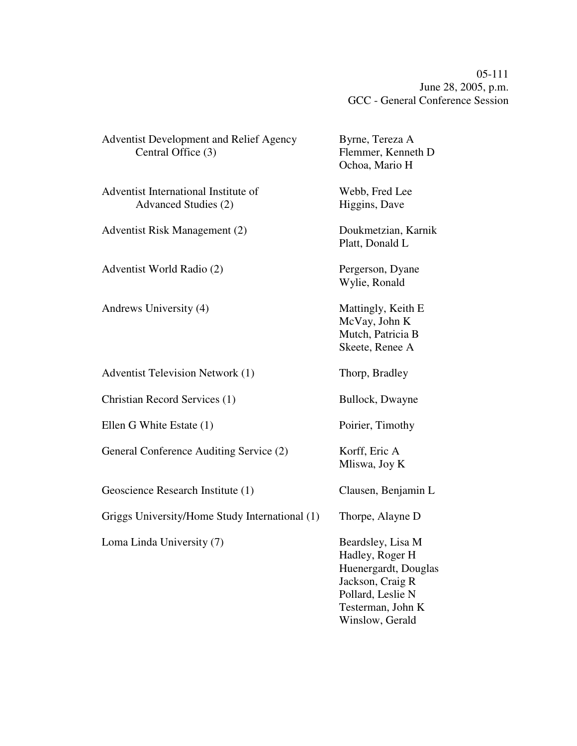05-111
June 28, 2005, p.m.
GCC - General Conference Session

| | |
|---|---|
| Adventist Development and Relief Agency Central Office (3) | Byrne, Tereza A<br>Flemmer, Kenneth D<br>Ochoa, Mario H |
| Adventist International Institute of Advanced Studies (2) | Webb, Fred Lee<br>Higgins, Dave |
| Adventist Risk Management (2) | Doukmetzian, Karnik<br>Platt, Donald L |
| Adventist World Radio (2) | Pergerson, Dyane<br>Wylie, Ronald |
| Andrews University (4) | Mattingly, Keith E<br>McVay, John K<br>Mutch, Patricia B<br>Skeete, Renee A |
| Adventist Television Network (1) | Thorp, Bradley |
| Christian Record Services (1) | Bullock, Dwayne |
| Ellen G White Estate (1) | Poirier, Timothy |
| General Conference Auditing Service (2) | Korff, Eric A<br>Mliswa, Joy K |
| Geoscience Research Institute (1) | Clausen, Benjamin L |
| Griggs University/Home Study International (1) | Thorpe, Alayne D |
| Loma Linda University (7) | Beardsley, Lisa M<br>Hadley, Roger H<br>Huenergardt, Douglas<br>Jackson, Craig R<br>Pollard, Leslie N<br>Testerman, John K<br>Winslow, Gerald |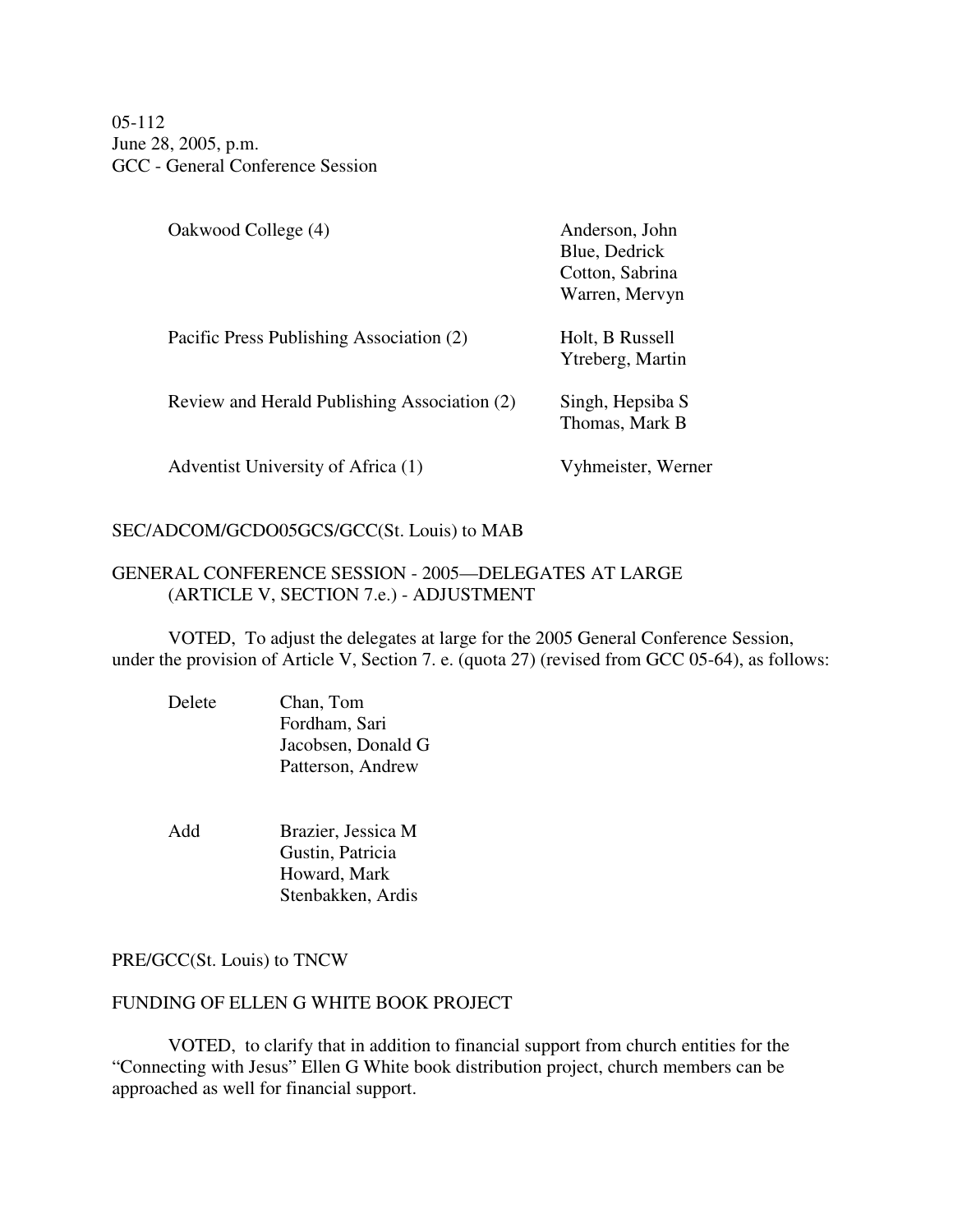05-112
June 28, 2005, p.m.
GCC - General Conference Session

| | |
|---|---|
| Oakwood College (4) | Anderson, John<br>Blue, Dedrick<br>Cotton, Sabrina<br>Warren, Mervyn |
| Pacific Press Publishing Association (2) | Holt, B Russell<br>Ytreberg, Martin |
| Review and Herald Publishing Association (2) | Singh, Hepsiba S<br>Thomas, Mark B |
| Adventist University of Africa (1) | Vyhmeister, Werner |

SEC/ADCOM/GCDO05GCS/GCC(St. Louis) to MAB

GENERAL CONFERENCE SESSION - 2005—DELEGATES AT LARGE (ARTICLE V, SECTION 7.e.) - ADJUSTMENT

VOTED, To adjust the delegates at large for the 2005 General Conference Session, under the provision of Article V, Section 7. e. (quota 27) (revised from GCC 05-64), as follows:

| | |
|---|---|
| Delete | Chan, Tom<br>Fordham, Sari<br>Jacobsen, Donald G<br>Patterson, Andrew |
| Add | Brazier, Jessica M<br>Gustin, Patricia<br>Howard, Mark<br>Stenbakken, Ardis |

PRE/GCC(St. Louis) to TNCW

FUNDING OF ELLEN G WHITE BOOK PROJECT

VOTED, to clarify that in addition to financial support from church entities for the "Connecting with Jesus" Ellen G White book distribution project, church members can be approached as well for financial support.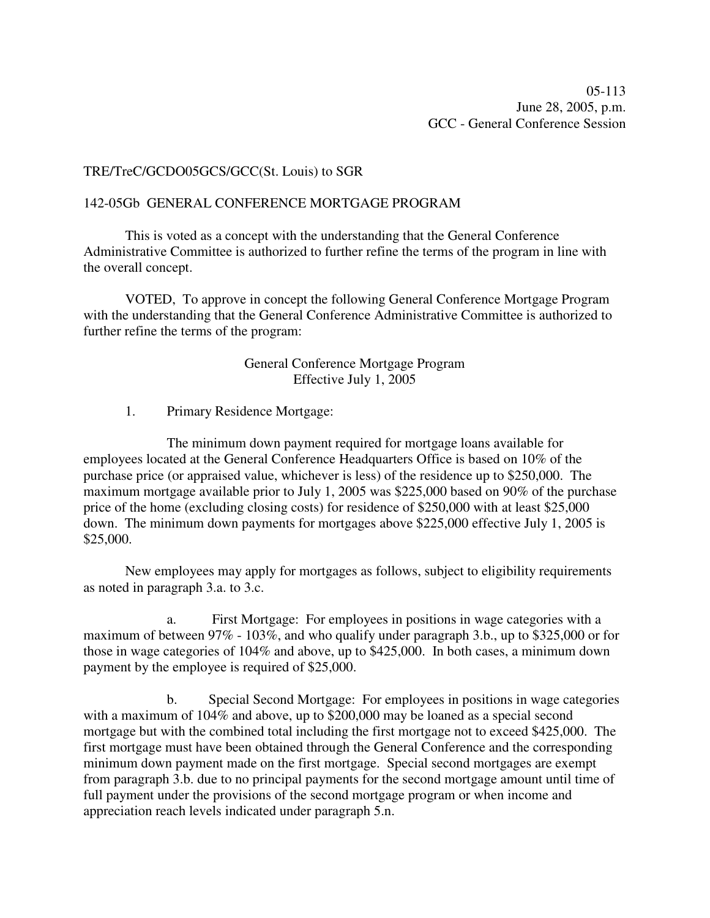05-113
June 28, 2005, p.m.
GCC - General Conference Session

TRE/TreC/GCDO05GCS/GCC(St. Louis) to SGR

142-05Gb GENERAL CONFERENCE MORTGAGE PROGRAM

This is voted as a concept with the understanding that the General Conference Administrative Committee is authorized to further refine the terms of the program in line with the overall concept.

VOTED, To approve in concept the following General Conference Mortgage Program with the understanding that the General Conference Administrative Committee is authorized to further refine the terms of the program:

General Conference Mortgage Program
Effective July 1, 2005

1. Primary Residence Mortgage:

The minimum down payment required for mortgage loans available for employees located at the General Conference Headquarters Office is based on 10% of the purchase price (or appraised value, whichever is less) of the residence up to $250,000. The maximum mortgage available prior to July 1, 2005 was $225,000 based on 90% of the purchase price of the home (excluding closing costs) for residence of $250,000 with at least $25,000 down. The minimum down payments for mortgages above $225,000 effective July 1, 2005 is $25,000.

New employees may apply for mortgages as follows, subject to eligibility requirements as noted in paragraph 3.a. to 3.c.

a. First Mortgage: For employees in positions in wage categories with a maximum of between 97% - 103%, and who qualify under paragraph 3.b., up to $325,000 or for those in wage categories of 104% and above, up to $425,000. In both cases, a minimum down payment by the employee is required of $25,000.

b. Special Second Mortgage: For employees in positions in wage categories with a maximum of 104% and above, up to $200,000 may be loaned as a special second mortgage but with the combined total including the first mortgage not to exceed $425,000. The first mortgage must have been obtained through the General Conference and the corresponding minimum down payment made on the first mortgage. Special second mortgages are exempt from paragraph 3.b. due to no principal payments for the second mortgage amount until time of full payment under the provisions of the second mortgage program or when income and appreciation reach levels indicated under paragraph 5.n.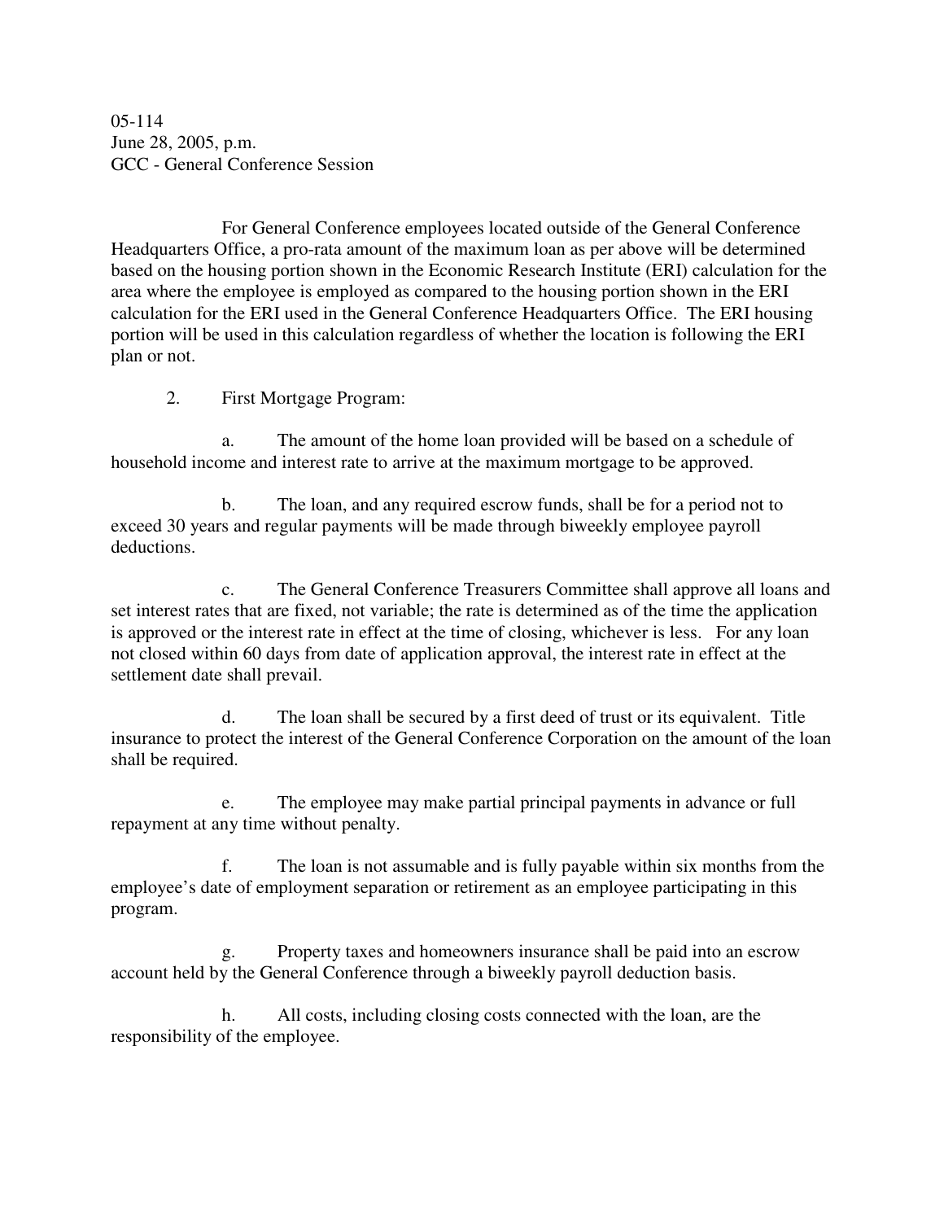05-114
June 28, 2005, p.m.
GCC - General Conference Session

For General Conference employees located outside of the General Conference Headquarters Office, a pro-rata amount of the maximum loan as per above will be determined based on the housing portion shown in the Economic Research Institute (ERI) calculation for the area where the employee is employed as compared to the housing portion shown in the ERI calculation for the ERI used in the General Conference Headquarters Office. The ERI housing portion will be used in this calculation regardless of whether the location is following the ERI plan or not.

2. First Mortgage Program:

a. The amount of the home loan provided will be based on a schedule of household income and interest rate to arrive at the maximum mortgage to be approved.

b. The loan, and any required escrow funds, shall be for a period not to exceed 30 years and regular payments will be made through biweekly employee payroll deductions.

c. The General Conference Treasurers Committee shall approve all loans and set interest rates that are fixed, not variable; the rate is determined as of the time the application is approved or the interest rate in effect at the time of closing, whichever is less. For any loan not closed within 60 days from date of application approval, the interest rate in effect at the settlement date shall prevail.

d. The loan shall be secured by a first deed of trust or its equivalent. Title insurance to protect the interest of the General Conference Corporation on the amount of the loan shall be required.

e. The employee may make partial principal payments in advance or full repayment at any time without penalty.

f. The loan is not assumable and is fully payable within six months from the employee's date of employment separation or retirement as an employee participating in this program.

g. Property taxes and homeowners insurance shall be paid into an escrow account held by the General Conference through a biweekly payroll deduction basis.

h. All costs, including closing costs connected with the loan, are the responsibility of the employee.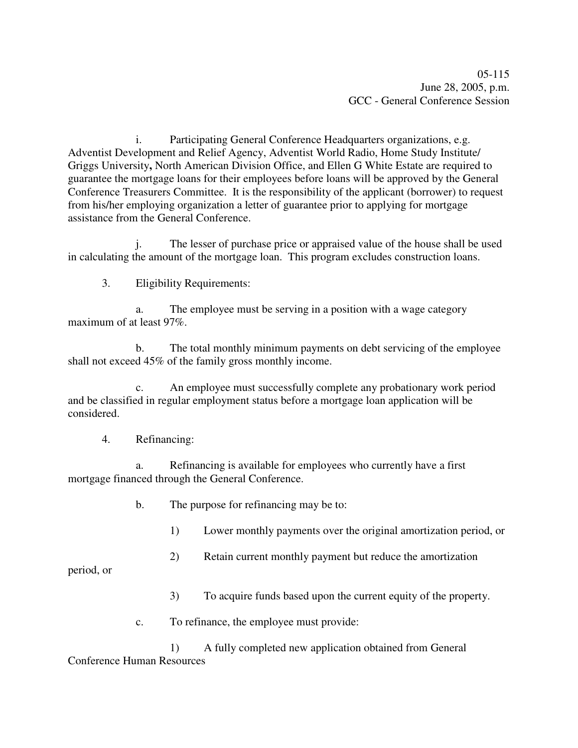i. Participating General Conference Headquarters organizations, e.g. Adventist Development and Relief Agency, Adventist World Radio, Home Study Institute/ Griggs University**,** North American Division Office, and Ellen G White Estate are required to guarantee the mortgage loans for their employees before loans will be approved by the General Conference Treasurers Committee. It is the responsibility of the applicant (borrower) to request from his/her employing organization a letter of guarantee prior to applying for mortgage assistance from the General Conference.

j. The lesser of purchase price or appraised value of the house shall be used in calculating the amount of the mortgage loan. This program excludes construction loans.

3. Eligibility Requirements:

a. The employee must be serving in a position with a wage category maximum of at least 97%.

b. The total monthly minimum payments on debt servicing of the employee shall not exceed 45% of the family gross monthly income.

c. An employee must successfully complete any probationary work period and be classified in regular employment status before a mortgage loan application will be considered.

4. Refinancing:

a. Refinancing is available for employees who currently have a first mortgage financed through the General Conference.

b. The purpose for refinancing may be to:

1) Lower monthly payments over the original amortization period, or

2) Retain current monthly payment but reduce the amortization period, or

3) To acquire funds based upon the current equity of the property.

c. To refinance, the employee must provide:

1) A fully completed new application obtained from General Conference Human Resources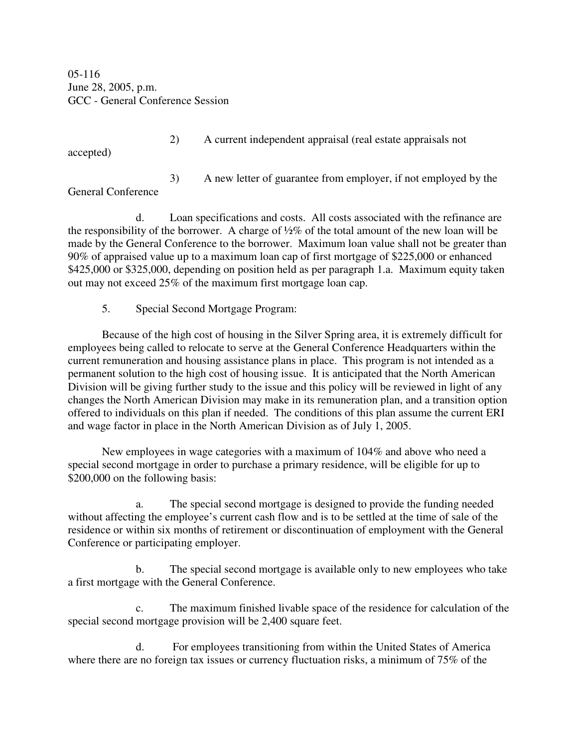2) A current independent appraisal (real estate appraisals not accepted)

3) A new letter of guarantee from employer, if not employed by the General Conference

d. Loan specifications and costs. All costs associated with the refinance are the responsibility of the borrower. A charge of ½% of the total amount of the new loan will be made by the General Conference to the borrower. Maximum loan value shall not be greater than 90% of appraised value up to a maximum loan cap of first mortgage of $225,000 or enhanced $425,000 or $325,000, depending on position held as per paragraph 1.a. Maximum equity taken out may not exceed 25% of the maximum first mortgage loan cap.

5. Special Second Mortgage Program:

Because of the high cost of housing in the Silver Spring area, it is extremely difficult for employees being called to relocate to serve at the General Conference Headquarters within the current remuneration and housing assistance plans in place. This program is not intended as a permanent solution to the high cost of housing issue. It is anticipated that the North American Division will be giving further study to the issue and this policy will be reviewed in light of any changes the North American Division may make in its remuneration plan, and a transition option offered to individuals on this plan if needed. The conditions of this plan assume the current ERI and wage factor in place in the North American Division as of July 1, 2005.

New employees in wage categories with a maximum of 104% and above who need a special second mortgage in order to purchase a primary residence, will be eligible for up to $200,000 on the following basis:

a. The special second mortgage is designed to provide the funding needed without affecting the employee's current cash flow and is to be settled at the time of sale of the residence or within six months of retirement or discontinuation of employment with the General Conference or participating employer.

b. The special second mortgage is available only to new employees who take a first mortgage with the General Conference.

c. The maximum finished livable space of the residence for calculation of the special second mortgage provision will be 2,400 square feet.

d. For employees transitioning from within the United States of America where there are no foreign tax issues or currency fluctuation risks, a minimum of 75% of the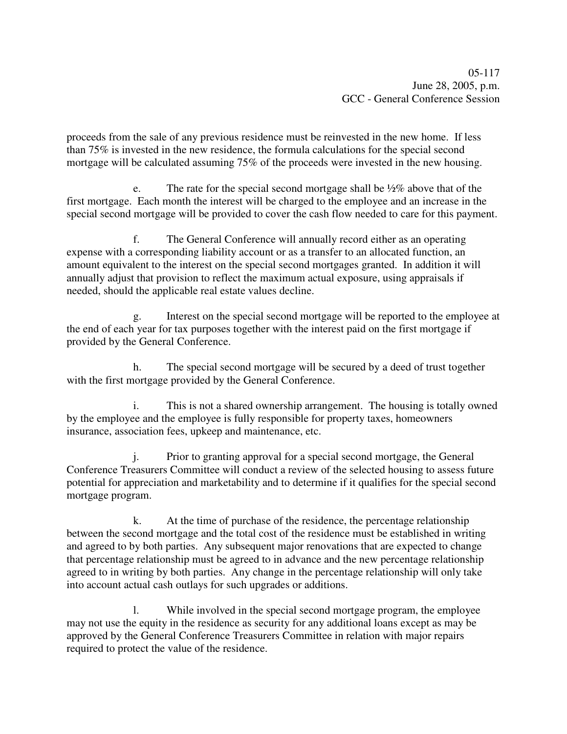proceeds from the sale of any previous residence must be reinvested in the new home. If less than 75% is invested in the new residence, the formula calculations for the special second mortgage will be calculated assuming 75% of the proceeds were invested in the new housing.

e. The rate for the special second mortgage shall be ½% above that of the first mortgage. Each month the interest will be charged to the employee and an increase in the special second mortgage will be provided to cover the cash flow needed to care for this payment.

f. The General Conference will annually record either as an operating expense with a corresponding liability account or as a transfer to an allocated function, an amount equivalent to the interest on the special second mortgages granted. In addition it will annually adjust that provision to reflect the maximum actual exposure, using appraisals if needed, should the applicable real estate values decline.

g. Interest on the special second mortgage will be reported to the employee at the end of each year for tax purposes together with the interest paid on the first mortgage if provided by the General Conference.

h. The special second mortgage will be secured by a deed of trust together with the first mortgage provided by the General Conference.

i. This is not a shared ownership arrangement. The housing is totally owned by the employee and the employee is fully responsible for property taxes, homeowners insurance, association fees, upkeep and maintenance, etc.

j. Prior to granting approval for a special second mortgage, the General Conference Treasurers Committee will conduct a review of the selected housing to assess future potential for appreciation and marketability and to determine if it qualifies for the special second mortgage program.

k. At the time of purchase of the residence, the percentage relationship between the second mortgage and the total cost of the residence must be established in writing and agreed to by both parties. Any subsequent major renovations that are expected to change that percentage relationship must be agreed to in advance and the new percentage relationship agreed to in writing by both parties. Any change in the percentage relationship will only take into account actual cash outlays for such upgrades or additions.

l. While involved in the special second mortgage program, the employee may not use the equity in the residence as security for any additional loans except as may be approved by the General Conference Treasurers Committee in relation with major repairs required to protect the value of the residence.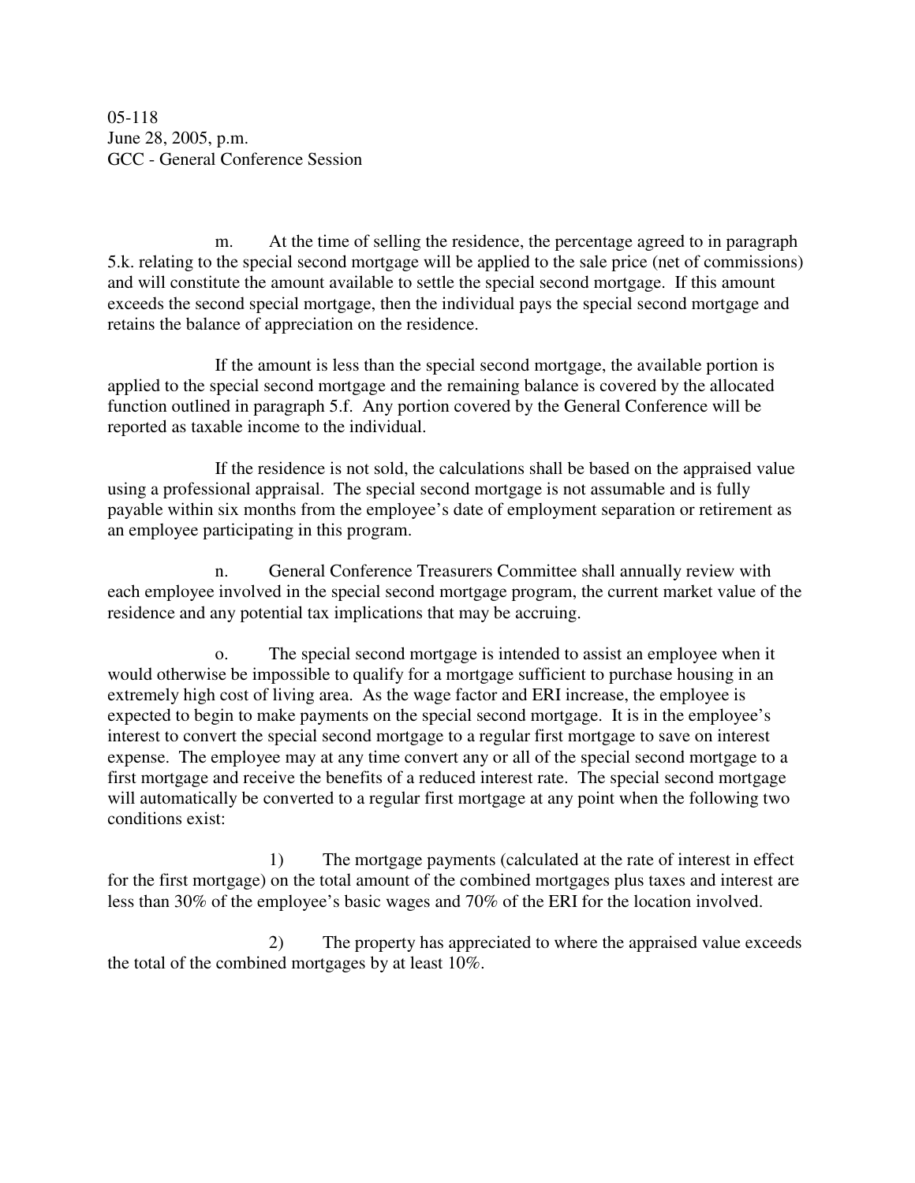05-118
June 28, 2005, p.m.
GCC - General Conference Session

m. At the time of selling the residence, the percentage agreed to in paragraph 5.k. relating to the special second mortgage will be applied to the sale price (net of commissions) and will constitute the amount available to settle the special second mortgage. If this amount exceeds the second special mortgage, then the individual pays the special second mortgage and retains the balance of appreciation on the residence.

If the amount is less than the special second mortgage, the available portion is applied to the special second mortgage and the remaining balance is covered by the allocated function outlined in paragraph 5.f. Any portion covered by the General Conference will be reported as taxable income to the individual.

If the residence is not sold, the calculations shall be based on the appraised value using a professional appraisal. The special second mortgage is not assumable and is fully payable within six months from the employee's date of employment separation or retirement as an employee participating in this program.

n. General Conference Treasurers Committee shall annually review with each employee involved in the special second mortgage program, the current market value of the residence and any potential tax implications that may be accruing.

o. The special second mortgage is intended to assist an employee when it would otherwise be impossible to qualify for a mortgage sufficient to purchase housing in an extremely high cost of living area. As the wage factor and ERI increase, the employee is expected to begin to make payments on the special second mortgage. It is in the employee's interest to convert the special second mortgage to a regular first mortgage to save on interest expense. The employee may at any time convert any or all of the special second mortgage to a first mortgage and receive the benefits of a reduced interest rate. The special second mortgage will automatically be converted to a regular first mortgage at any point when the following two conditions exist:

1) The mortgage payments (calculated at the rate of interest in effect for the first mortgage) on the total amount of the combined mortgages plus taxes and interest are less than 30% of the employee's basic wages and 70% of the ERI for the location involved.

2) The property has appreciated to where the appraised value exceeds the total of the combined mortgages by at least 10%.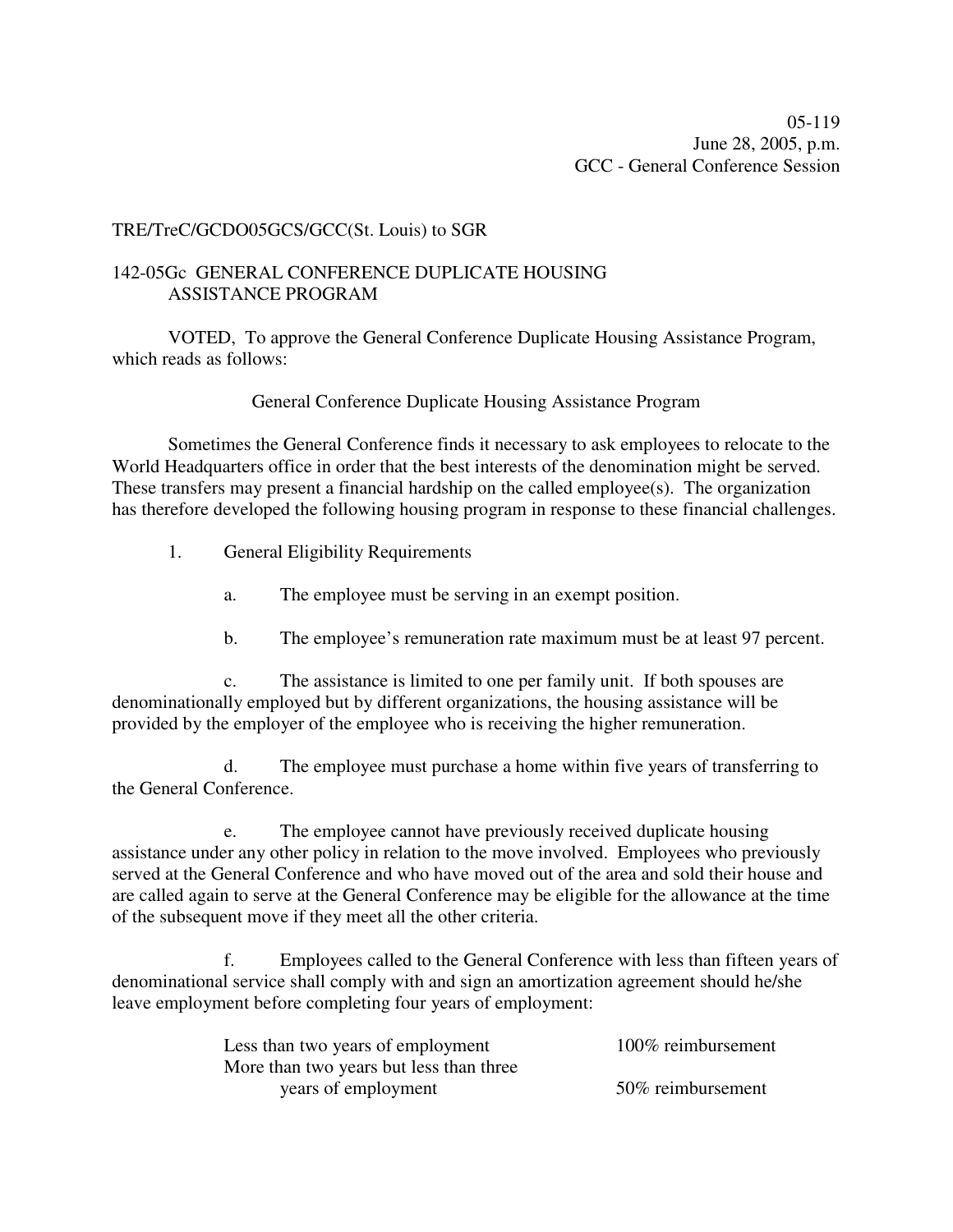05-119
June 28, 2005, p.m.
GCC - General Conference Session

TRE/TreC/GCDO05GCS/GCC(St. Louis) to SGR

142-05Gc GENERAL CONFERENCE DUPLICATE HOUSING ASSISTANCE PROGRAM

VOTED, To approve the General Conference Duplicate Housing Assistance Program, which reads as follows:

General Conference Duplicate Housing Assistance Program

Sometimes the General Conference finds it necessary to ask employees to relocate to the World Headquarters office in order that the best interests of the denomination might be served. These transfers may present a financial hardship on the called employee(s). The organization has therefore developed the following housing program in response to these financial challenges.

1. General Eligibility Requirements

    a. The employee must be serving in an exempt position.

    b. The employee's remuneration rate maximum must be at least 97 percent.

    c. The assistance is limited to one per family unit. If both spouses are denominationally employed but by different organizations, the housing assistance will be provided by the employer of the employee who is receiving the higher remuneration.

    d. The employee must purchase a home within five years of transferring to the General Conference.

    e. The employee cannot have previously received duplicate housing assistance under any other policy in relation to the move involved. Employees who previously served at the General Conference and who have moved out of the area and sold their house and are called again to serve at the General Conference may be eligible for the allowance at the time of the subsequent move if they meet all the other criteria.

    f. Employees called to the General Conference with less than fifteen years of denominational service shall comply with and sign an amortization agreement should he/she leave employment before completing four years of employment:

| | |
|---|---|
| Less than two years of employment | 100% reimbursement |
| More than two years but less than three years of employment | 50% reimbursement |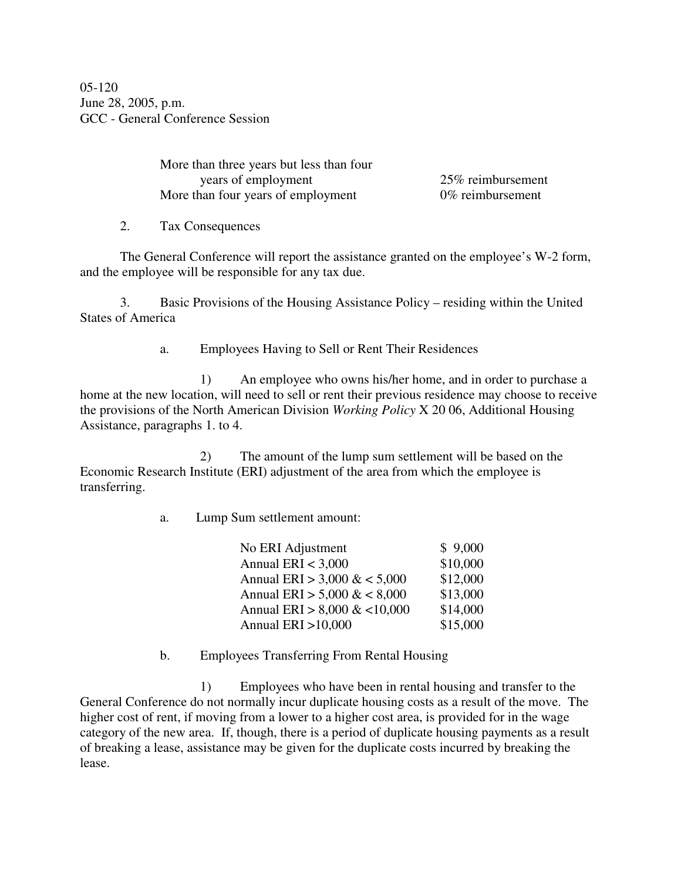05-120
June 28, 2005, p.m.
GCC - General Conference Session

| | |
|---|---|
| More than three years but less than four years of employment | 25% reimbursement |
| More than four years of employment | 0% reimbursement |

2. Tax Consequences

The General Conference will report the assistance granted on the employee's W-2 form, and the employee will be responsible for any tax due.

3. Basic Provisions of the Housing Assistance Policy – residing within the United States of America

a. Employees Having to Sell or Rent Their Residences

1) An employee who owns his/her home, and in order to purchase a home at the new location, will need to sell or rent their previous residence may choose to receive the provisions of the North American Division *Working Policy* X 20 06, Additional Housing Assistance, paragraphs 1. to 4.

2) The amount of the lump sum settlement will be based on the Economic Research Institute (ERI) adjustment of the area from which the employee is transferring.

a. Lump Sum settlement amount:

| | |
|---|---|
| No ERI Adjustment | $ 9,000 |
| Annual ERI < 3,000 | $10,000 |
| Annual ERI > 3,000 & < 5,000 | $12,000 |
| Annual ERI > 5,000 & < 8,000 | $13,000 |
| Annual ERI > 8,000 & <10,000 | $14,000 |
| Annual ERI >10,000 | $15,000 |

b. Employees Transferring From Rental Housing

1) Employees who have been in rental housing and transfer to the General Conference do not normally incur duplicate housing costs as a result of the move. The higher cost of rent, if moving from a lower to a higher cost area, is provided for in the wage category of the new area. If, though, there is a period of duplicate housing payments as a result of breaking a lease, assistance may be given for the duplicate costs incurred by breaking the lease.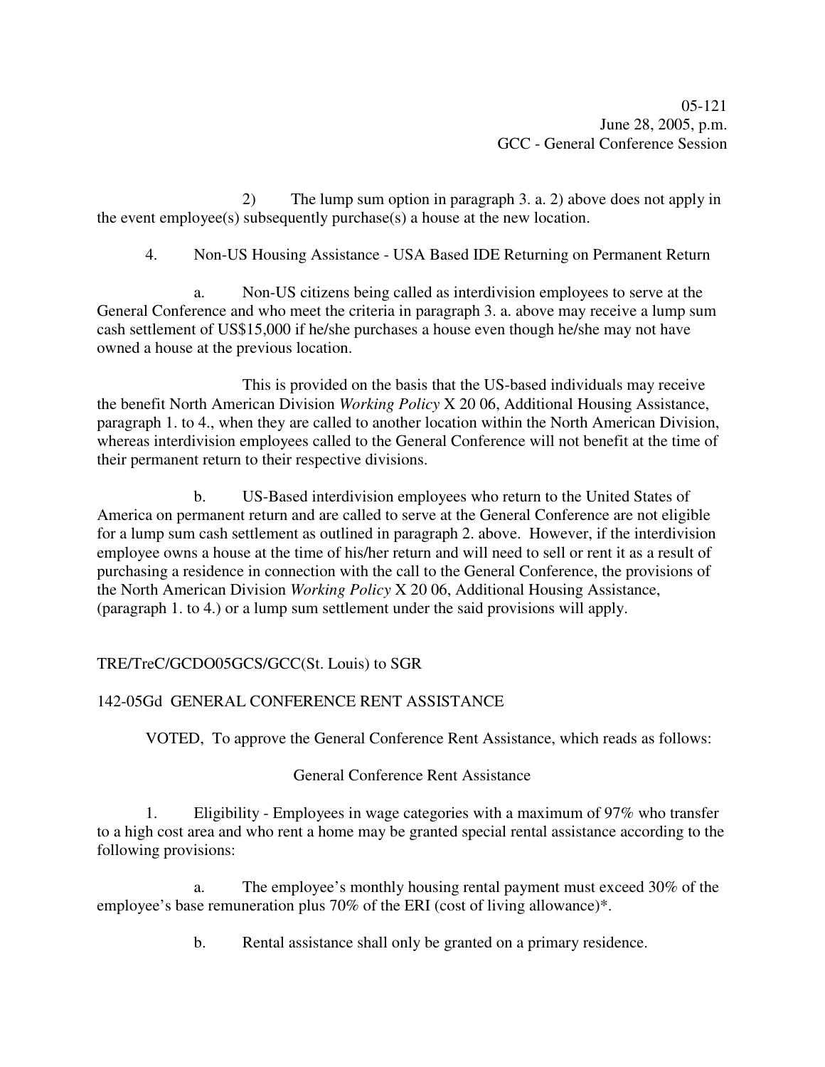2) The lump sum option in paragraph 3. a. 2) above does not apply in the event employee(s) subsequently purchase(s) a house at the new location.

4. Non-US Housing Assistance - USA Based IDE Returning on Permanent Return

a. Non-US citizens being called as interdivision employees to serve at the General Conference and who meet the criteria in paragraph 3. a. above may receive a lump sum cash settlement of US$15,000 if he/she purchases a house even though he/she may not have owned a house at the previous location.

This is provided on the basis that the US-based individuals may receive the benefit North American Division *Working Policy* X 20 06, Additional Housing Assistance, paragraph 1. to 4., when they are called to another location within the North American Division, whereas interdivision employees called to the General Conference will not benefit at the time of their permanent return to their respective divisions.

b. US-Based interdivision employees who return to the United States of America on permanent return and are called to serve at the General Conference are not eligible for a lump sum cash settlement as outlined in paragraph 2. above. However, if the interdivision employee owns a house at the time of his/her return and will need to sell or rent it as a result of purchasing a residence in connection with the call to the General Conference, the provisions of the North American Division *Working Policy* X 20 06, Additional Housing Assistance, (paragraph 1. to 4.) or a lump sum settlement under the said provisions will apply.

TRE/TreC/GCDO05GCS/GCC(St. Louis) to SGR

142-05Gd GENERAL CONFERENCE RENT ASSISTANCE

VOTED, To approve the General Conference Rent Assistance, which reads as follows:

General Conference Rent Assistance

1. Eligibility - Employees in wage categories with a maximum of 97% who transfer to a high cost area and who rent a home may be granted special rental assistance according to the following provisions:

a. The employee's monthly housing rental payment must exceed 30% of the employee's base remuneration plus 70% of the ERI (cost of living allowance)*.

b. Rental assistance shall only be granted on a primary residence.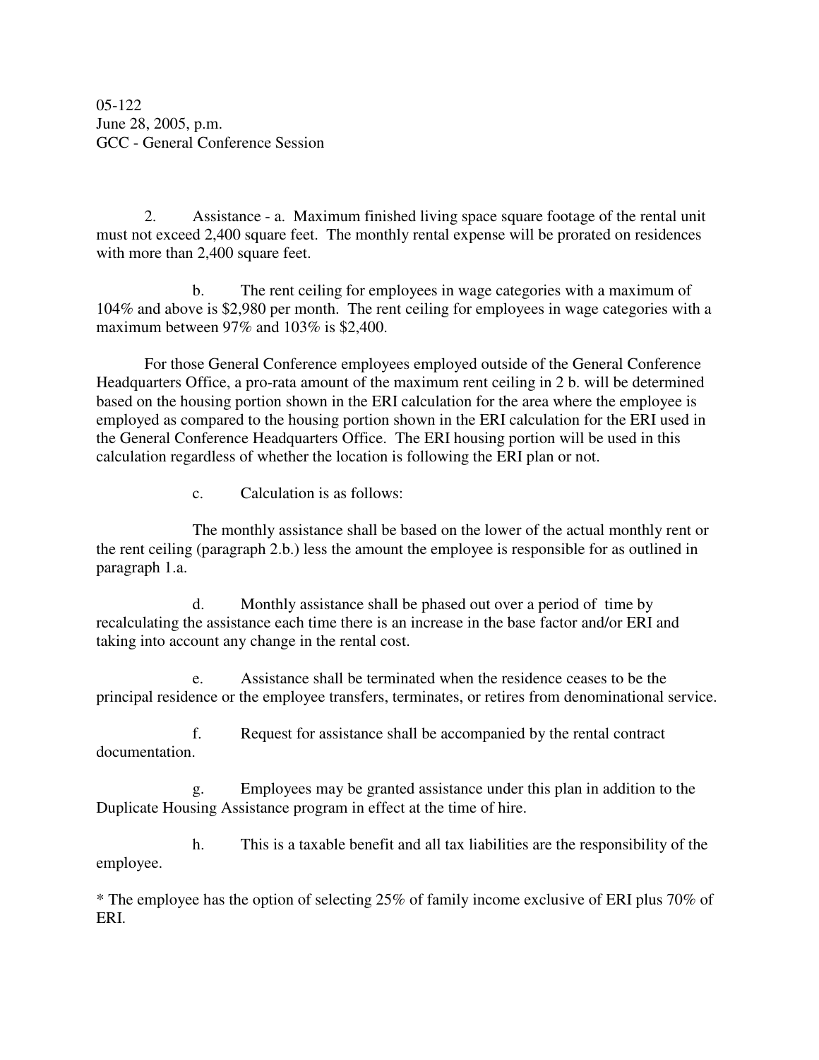05-122
June 28, 2005, p.m.
GCC - General Conference Session

2. Assistance - a. Maximum finished living space square footage of the rental unit must not exceed 2,400 square feet. The monthly rental expense will be prorated on residences with more than 2,400 square feet.

b. The rent ceiling for employees in wage categories with a maximum of 104% and above is $2,980 per month. The rent ceiling for employees in wage categories with a maximum between 97% and 103% is $2,400.

For those General Conference employees employed outside of the General Conference Headquarters Office, a pro-rata amount of the maximum rent ceiling in 2 b. will be determined based on the housing portion shown in the ERI calculation for the area where the employee is employed as compared to the housing portion shown in the ERI calculation for the ERI used in the General Conference Headquarters Office. The ERI housing portion will be used in this calculation regardless of whether the location is following the ERI plan or not.

c. Calculation is as follows:

The monthly assistance shall be based on the lower of the actual monthly rent or the rent ceiling (paragraph 2.b.) less the amount the employee is responsible for as outlined in paragraph 1.a.

d. Monthly assistance shall be phased out over a period of time by recalculating the assistance each time there is an increase in the base factor and/or ERI and taking into account any change in the rental cost.

e. Assistance shall be terminated when the residence ceases to be the principal residence or the employee transfers, terminates, or retires from denominational service.

f. Request for assistance shall be accompanied by the rental contract documentation.

g. Employees may be granted assistance under this plan in addition to the Duplicate Housing Assistance program in effect at the time of hire.

h. This is a taxable benefit and all tax liabilities are the responsibility of the employee.

* The employee has the option of selecting 25% of family income exclusive of ERI plus 70% of ERI.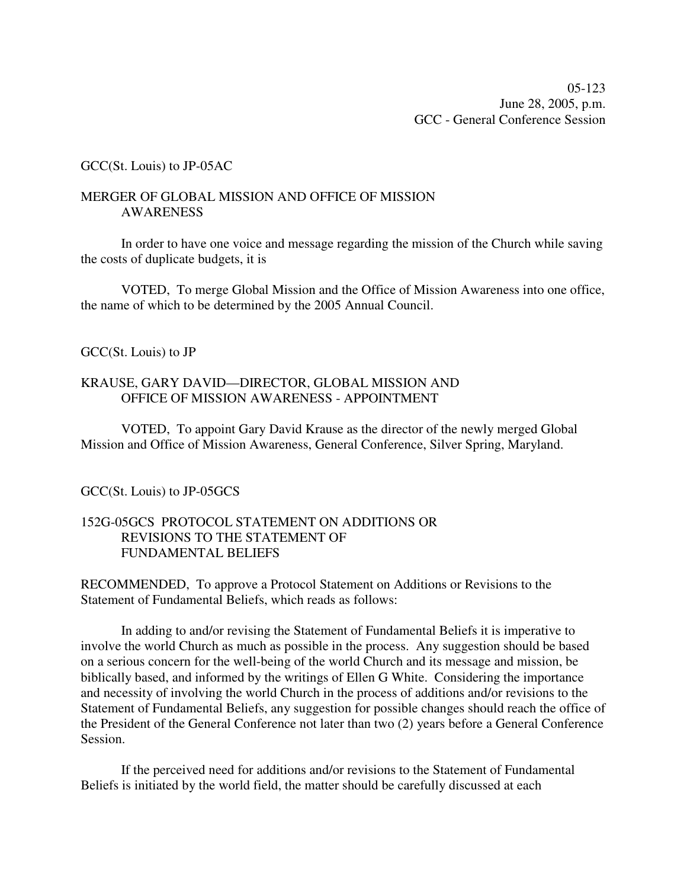05-123
June 28, 2005, p.m.
GCC - General Conference Session

GCC(St. Louis) to JP-05AC

MERGER OF GLOBAL MISSION AND OFFICE OF MISSION AWARENESS

In order to have one voice and message regarding the mission of the Church while saving the costs of duplicate budgets, it is

VOTED, To merge Global Mission and the Office of Mission Awareness into one office, the name of which to be determined by the 2005 Annual Council.

GCC(St. Louis) to JP

KRAUSE, GARY DAVID—DIRECTOR, GLOBAL MISSION AND OFFICE OF MISSION AWARENESS - APPOINTMENT

VOTED, To appoint Gary David Krause as the director of the newly merged Global Mission and Office of Mission Awareness, General Conference, Silver Spring, Maryland.

GCC(St. Louis) to JP-05GCS

152G-05GCS PROTOCOL STATEMENT ON ADDITIONS OR REVISIONS TO THE STATEMENT OF FUNDAMENTAL BELIEFS

RECOMMENDED, To approve a Protocol Statement on Additions or Revisions to the Statement of Fundamental Beliefs, which reads as follows:

In adding to and/or revising the Statement of Fundamental Beliefs it is imperative to involve the world Church as much as possible in the process. Any suggestion should be based on a serious concern for the well-being of the world Church and its message and mission, be biblically based, and informed by the writings of Ellen G White. Considering the importance and necessity of involving the world Church in the process of additions and/or revisions to the Statement of Fundamental Beliefs, any suggestion for possible changes should reach the office of the President of the General Conference not later than two (2) years before a General Conference Session.

If the perceived need for additions and/or revisions to the Statement of Fundamental Beliefs is initiated by the world field, the matter should be carefully discussed at each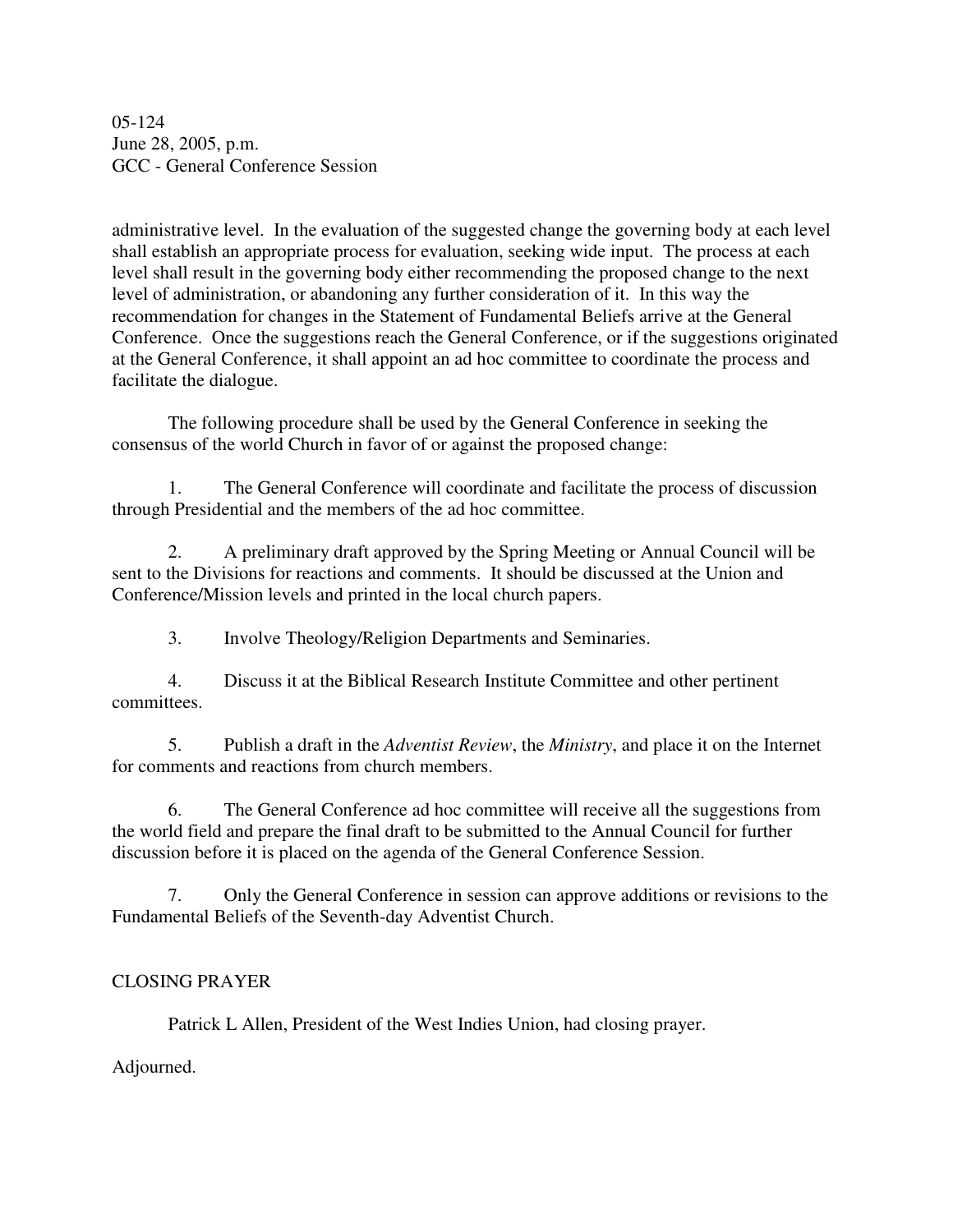administrative level. In the evaluation of the suggested change the governing body at each level shall establish an appropriate process for evaluation, seeking wide input. The process at each level shall result in the governing body either recommending the proposed change to the next level of administration, or abandoning any further consideration of it. In this way the recommendation for changes in the Statement of Fundamental Beliefs arrive at the General Conference. Once the suggestions reach the General Conference, or if the suggestions originated at the General Conference, it shall appoint an ad hoc committee to coordinate the process and facilitate the dialogue.

The following procedure shall be used by the General Conference in seeking the consensus of the world Church in favor of or against the proposed change:

1. The General Conference will coordinate and facilitate the process of discussion through Presidential and the members of the ad hoc committee.

2. A preliminary draft approved by the Spring Meeting or Annual Council will be sent to the Divisions for reactions and comments. It should be discussed at the Union and Conference/Mission levels and printed in the local church papers.

3. Involve Theology/Religion Departments and Seminaries.

4. Discuss it at the Biblical Research Institute Committee and other pertinent committees.

5. Publish a draft in the *Adventist Review*, the *Ministry*, and place it on the Internet for comments and reactions from church members.

6. The General Conference ad hoc committee will receive all the suggestions from the world field and prepare the final draft to be submitted to the Annual Council for further discussion before it is placed on the agenda of the General Conference Session.

7. Only the General Conference in session can approve additions or revisions to the Fundamental Beliefs of the Seventh-day Adventist Church.

## CLOSING PRAYER

Patrick L Allen, President of the West Indies Union, had closing prayer.

Adjourned.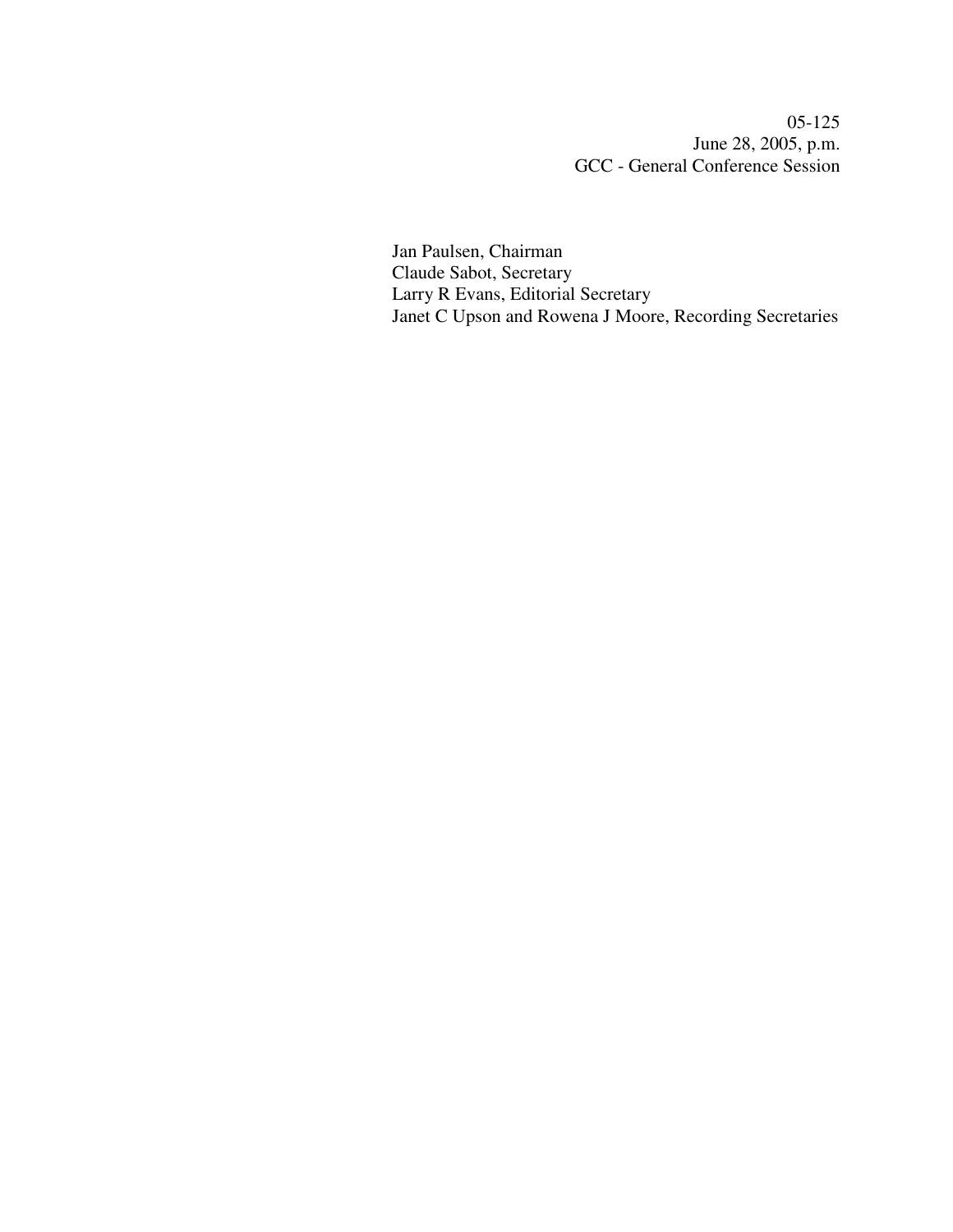05-125
June 28, 2005, p.m.
GCC - General Conference Session

Jan Paulsen, Chairman
Claude Sabot, Secretary
Larry R Evans, Editorial Secretary
Janet C Upson and Rowena J Moore, Recording Secretaries